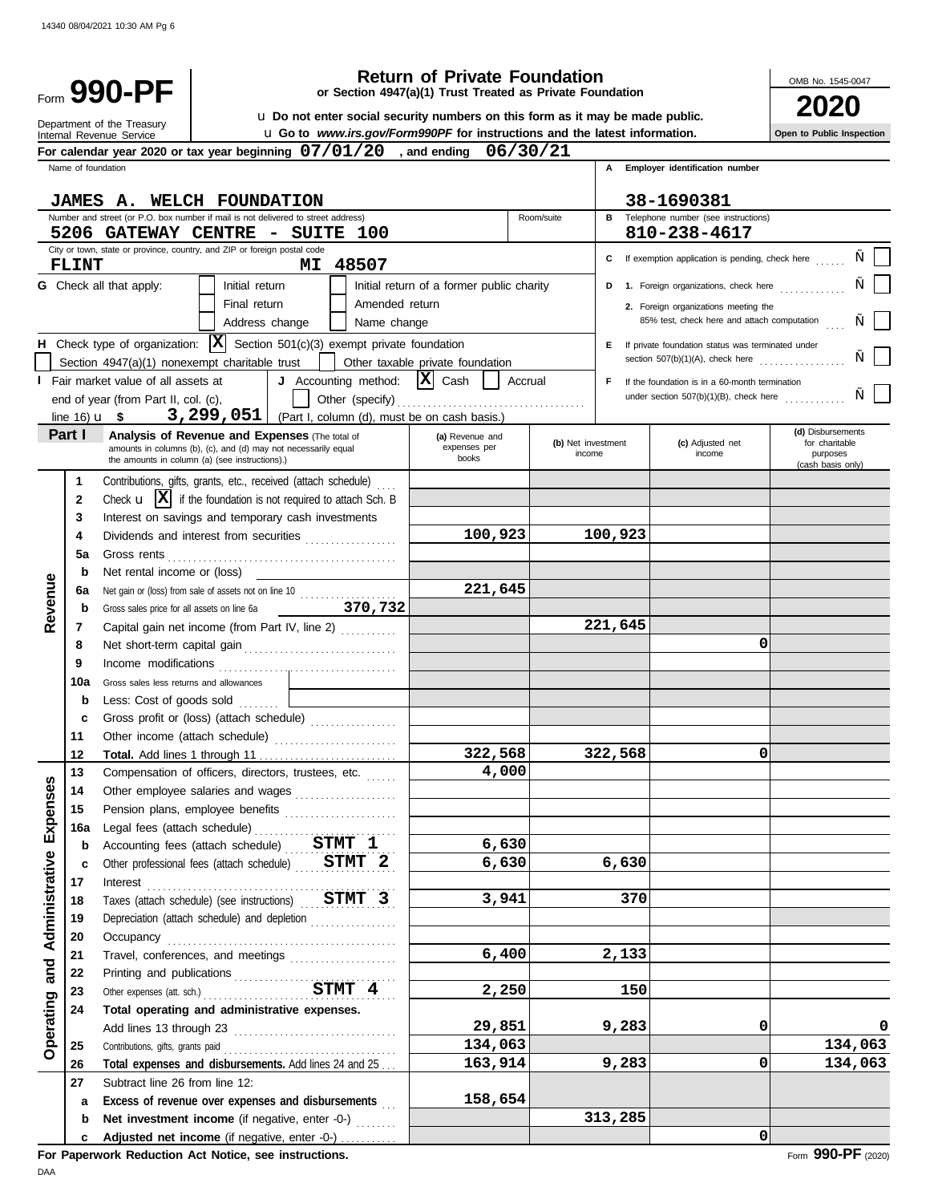Form **990-PF**

Department of the Treasury
Internal Revenue Service

# Return of Private Foundation

**or Section 4947(a)(1) Trust Treated as Private Foundation**

u **Do not enter social security numbers on this form as it may be made public.**
u **Go to** ***www.irs.gov/Form990PF*** **for instructions and the latest information.**

OMB No. 1545-0047

**2020**

**Open to Public Inspection**

**For calendar year 2020 or tax year beginning 07/01/20 , and ending 06/30/21**

Name of foundation: **JAMES A. WELCH FOUNDATION**

**A** Employer identification number: **38-1690381**

Number and street (or P.O. box number if mail is not delivered to street address): **5206 GATEWAY CENTRE - SUITE 100**  Room/suite

**B** Telephone number (see instructions): **810-238-4617**

City or town, state or province, country, and ZIP or foreign postal code: **FLINT MI 48507**

**C** If exemption application is pending, check here

**G** Check all that apply: [ ] Initial return [ ] Initial return of a former public charity [ ] Final return [ ] Amended return [ ] Address change [ ] Name change

**D** 1. Foreign organizations, check here
2. Foreign organizations meeting the 85% test, check here and attach computation

**H** Check type of organization: [X] Section 501(c)(3) exempt private foundation [ ] Section 4947(a)(1) nonexempt charitable trust [ ] Other taxable private foundation

**E** If private foundation status was terminated under section 507(b)(1)(A), check here

**I** Fair market value of all assets at end of year (from Part II, col. (c), line 16) u $ **3,299,051**

**J** Accounting method: [X] Cash [ ] Accrual [ ] Other (specify) (Part I, column (d), must be on cash basis.)

**F** If the foundation is in a 60-month termination under section 507(b)(1)(B), check here

**Part I** **Analysis of Revenue and Expenses** (The total of amounts in columns (b), (c), and (d) may not necessarily equal the amounts in column (a) (see instructions).)

| | Line | Description | (a) Revenue and expenses per books | (b) Net investment income | (c) Adjusted net income | (d) Disbursements for charitable purposes (cash basis only) |
|---|---|---|---|---|---|---|
| Revenue | 1 | Contributions, gifts, grants, etc., received (attach schedule) | | | | |
| | 2 | Check u [X] if the foundation is not required to attach Sch. B | | | | |
| | 3 | Interest on savings and temporary cash investments | | | | |
| | 4 | Dividends and interest from securities | 100,923 | 100,923 | | |
| | 5a | Gross rents | | | | |
| | b | Net rental income or (loss) | | | | |
| | 6a | Net gain or (loss) from sale of assets not on line 10 | 221,645 | | | |
| | b | Gross sales price for all assets on line 6a 370,732 | | | | |
| | 7 | Capital gain net income (from Part IV, line 2) | | 221,645 | | |
| | 8 | Net short-term capital gain | | | 0 | |
| | 9 | Income modifications | | | | |
| | 10a | Gross sales less returns and allowances | | | | |
| | b | Less: Cost of goods sold | | | | |
| | c | Gross profit or (loss) (attach schedule) | | | | |
| | 11 | Other income (attach schedule) | | | | |
| | 12 | **Total.** Add lines 1 through 11 | 322,568 | 322,568 | 0 | |
| Operating and Administrative Expenses | 13 | Compensation of officers, directors, trustees, etc. | 4,000 | | | |
| | 14 | Other employee salaries and wages | | | | |
| | 15 | Pension plans, employee benefits | | | | |
| | 16a | Legal fees (attach schedule) | | | | |
| | b | Accounting fees (attach schedule) STMT 1 | 6,630 | | | |
| | c | Other professional fees (attach schedule) STMT 2 | 6,630 | 6,630 | | |
| | 17 | Interest | | | | |
| | 18 | Taxes (attach schedule) (see instructions) STMT 3 | 3,941 | 370 | | |
| | 19 | Depreciation (attach schedule) and depletion | | | | |
| | 20 | Occupancy | | | | |
| | 21 | Travel, conferences, and meetings | 6,400 | 2,133 | | |
| | 22 | Printing and publications | | | | |
| | 23 | Other expenses (att. sch.) STMT 4 | 2,250 | 150 | | |
| | 24 | **Total operating and administrative expenses.** Add lines 13 through 23 | 29,851 | 9,283 | 0 | 0 |
| | 25 | Contributions, gifts, grants paid | 134,063 | | | 134,063 |
| | 26 | **Total expenses and disbursements.** Add lines 24 and 25 | 163,914 | 9,283 | 0 | 134,063 |
| | 27 | Subtract line 26 from line 12: | | | | |
| | a | **Excess of revenue over expenses and disbursements** | 158,654 | | | |
| | b | **Net investment income** (if negative, enter -0-) | | 313,285 | | |
| | c | **Adjusted net income** (if negative, enter -0-) | | | 0 | |

**For Paperwork Reduction Act Notice, see instructions.**

DAA

Form **990-PF** (2020)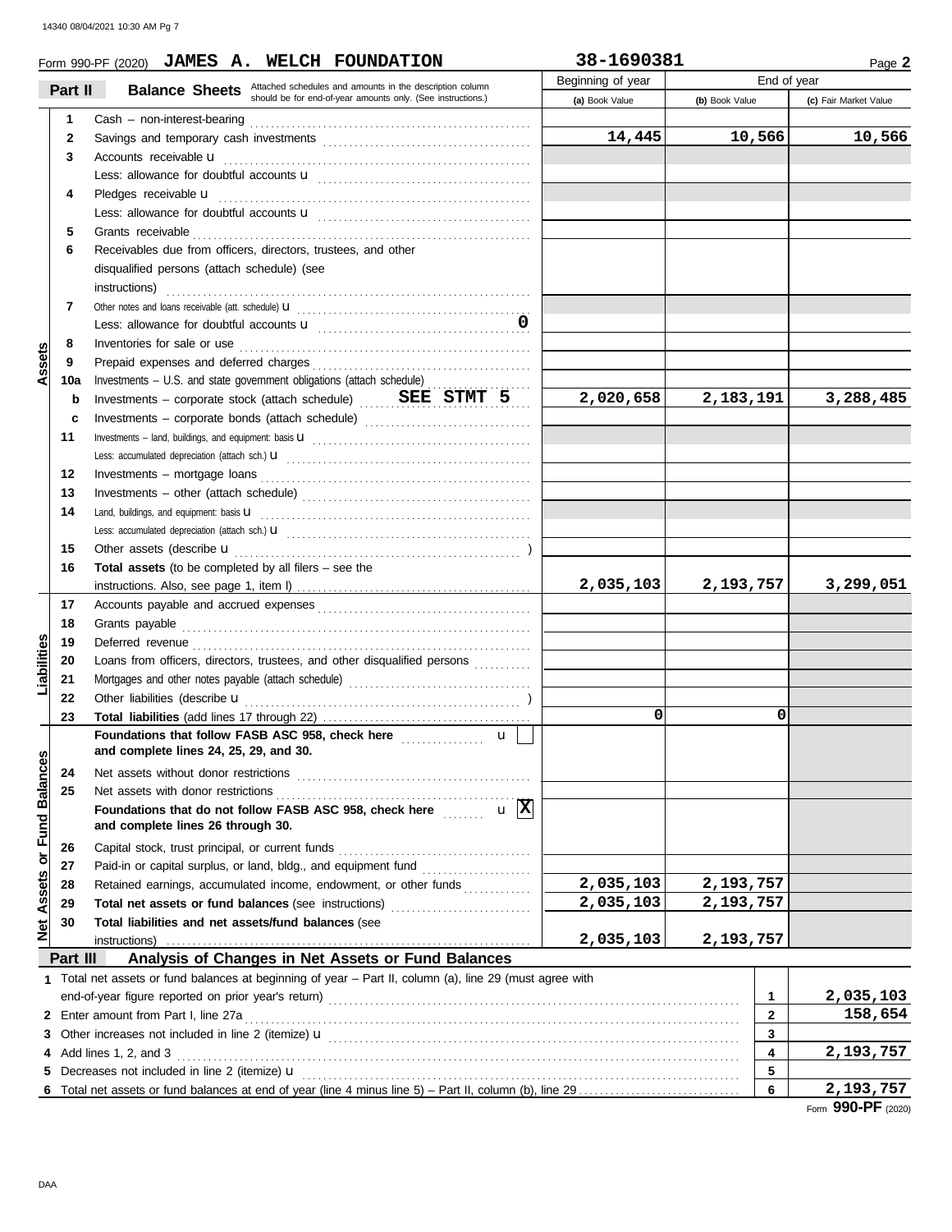Form 990-PF (2020) **JAMES A. WELCH FOUNDATION** **38-1690381** Page **2**

## Part II Balance Sheets

Attached schedules and amounts in the description column should be for end-of-year amounts only. (See instructions.)

| | | | Beginning of year (a) Book Value | End of year (b) Book Value | End of year (c) Fair Market Value |
|---|---|---|---|---|---|
| **Assets** | 1 | Cash – non-interest-bearing | | | |
| | 2 | Savings and temporary cash investments | 14,445 | 10,566 | 10,566 |
| | 3 | Accounts receivable u | | | |
| | | Less: allowance for doubtful accounts u | | | |
| | 4 | Pledges receivable u | | | |
| | | Less: allowance for doubtful accounts u | | | |
| | 5 | Grants receivable | | | |
| | 6 | Receivables due from officers, directors, trustees, and other disqualified persons (attach schedule) (see instructions) | | | |
| | 7 | Other notes and loans receivable (att. schedule) u | | | |
| | | Less: allowance for doubtful accounts u 0 | | | |
| | 8 | Inventories for sale or use | | | |
| | 9 | Prepaid expenses and deferred charges | | | |
| | 10a | Investments – U.S. and state government obligations (attach schedule) | | | |
| | b | Investments – corporate stock (attach schedule) **SEE STMT 5** | 2,020,658 | 2,183,191 | 3,288,485 |
| | c | Investments – corporate bonds (attach schedule) | | | |
| | 11 | Investments – land, buildings, and equipment: basis u | | | |
| | | Less: accumulated depreciation (attach sch.) u | | | |
| | 12 | Investments – mortgage loans | | | |
| | 13 | Investments – other (attach schedule) | | | |
| | 14 | Land, buildings, and equipment: basis u | | | |
| | | Less: accumulated depreciation (attach sch.) u | | | |
| | 15 | Other assets (describe u ) | | | |
| | 16 | **Total assets** (to be completed by all filers – see the instructions. Also, see page 1, item I) | 2,035,103 | 2,193,757 | 3,299,051 |
| **Liabilities** | 17 | Accounts payable and accrued expenses | | | |
| | 18 | Grants payable | | | |
| | 19 | Deferred revenue | | | |
| | 20 | Loans from officers, directors, trustees, and other disqualified persons | | | |
| | 21 | Mortgages and other notes payable (attach schedule) | | | |
| | 22 | Other liabilities (describe u ) | | | |
| | 23 | **Total liabilities** (add lines 17 through 22) | 0 | 0 | |
| **Net Assets or Fund Balances** | | **Foundations that follow FASB ASC 958, check here** u ☐ **and complete lines 24, 25, 29, and 30.** | | | |
| | 24 | Net assets without donor restrictions | | | |
| | 25 | Net assets with donor restrictions | | | |
| | | **Foundations that do not follow FASB ASC 958, check here** u ☒ **and complete lines 26 through 30.** | | | |
| | 26 | Capital stock, trust principal, or current funds | | | |
| | 27 | Paid-in or capital surplus, or land, bldg., and equipment fund | | | |
| | 28 | Retained earnings, accumulated income, endowment, or other funds | 2,035,103 | 2,193,757 | |
| | 29 | **Total net assets or fund balances** (see instructions) | 2,035,103 | 2,193,757 | |
| | 30 | **Total liabilities and net assets/fund balances** (see instructions) | 2,035,103 | 2,193,757 | |

## Part III Analysis of Changes in Net Assets or Fund Balances

| | | | |
|---|---|---|---|
| 1 | Total net assets or fund balances at beginning of year – Part II, column (a), line 29 (must agree with end-of-year figure reported on prior year's return) | 1 | 2,035,103 |
| 2 | Enter amount from Part I, line 27a | 2 | 158,654 |
| 3 | Other increases not included in line 2 (itemize) u | 3 | |
| 4 | Add lines 1, 2, and 3 | 4 | 2,193,757 |
| 5 | Decreases not included in line 2 (itemize) u | 5 | |
| 6 | Total net assets or fund balances at end of year (line 4 minus line 5) – Part II, column (b), line 29 | 6 | 2,193,757 |

Form **990-PF** (2020)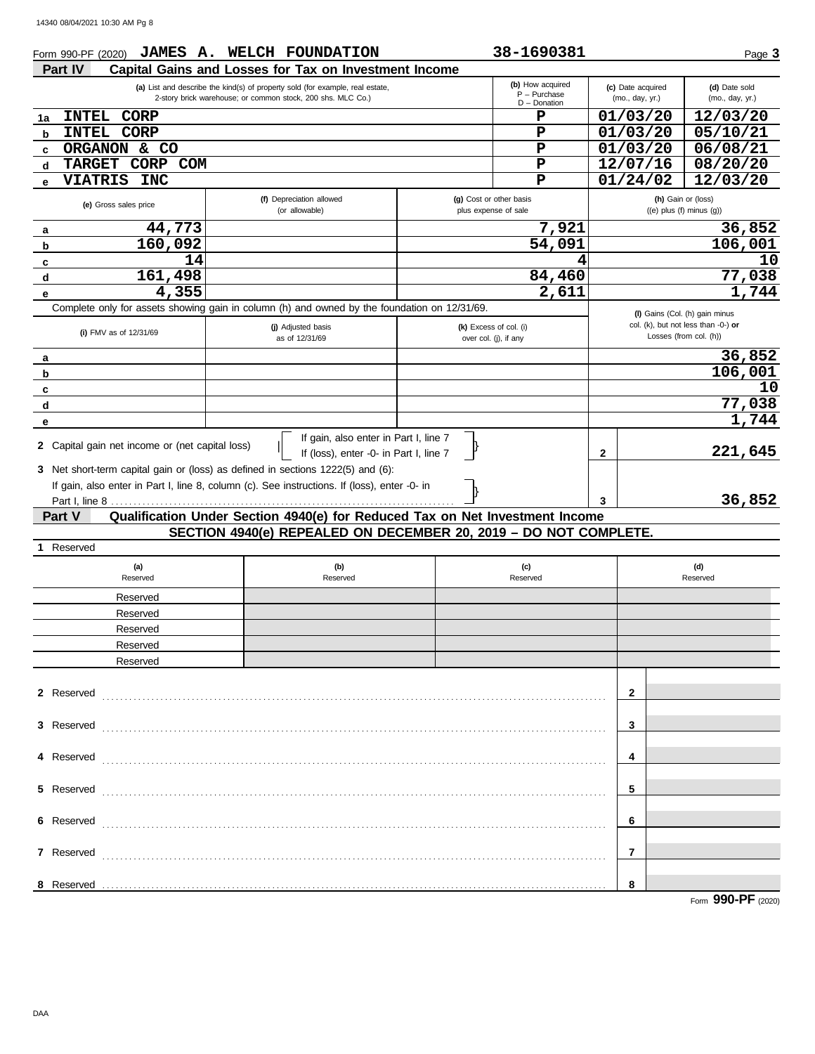Form 990-PF (2020) **JAMES A. WELCH FOUNDATION** **38-1690381** Page **3**

## Part IV Capital Gains and Losses for Tax on Investment Income

| | (a) List and describe the kind(s) of property sold (for example, real estate, 2-story brick warehouse; or common stock, 200 shs. MLC Co.) | (b) How acquired P – Purchase D – Donation | (c) Date acquired (mo., day, yr.) | (d) Date sold (mo., day, yr.) |
|---|---|---|---|---|
| 1a | INTEL CORP | P | 01/03/20 | 12/03/20 |
| b | INTEL CORP | P | 01/03/20 | 05/10/21 |
| c | ORGANON & CO | P | 01/03/20 | 06/08/21 |
| d | TARGET CORP COM | P | 12/07/16 | 08/20/20 |
| e | VIATRIS INC | P | 01/24/02 | 12/03/20 |

| | (e) Gross sales price | (f) Depreciation allowed (or allowable) | (g) Cost or other basis plus expense of sale | (h) Gain or (loss) ((e) plus (f) minus (g)) |
|---|---|---|---|---|
| a | 44,773 | | 7,921 | 36,852 |
| b | 160,092 | | 54,091 | 106,001 |
| c | 14 | | 4 | 10 |
| d | 161,498 | | 84,460 | 77,038 |
| e | 4,355 | | 2,611 | 1,744 |

Complete only for assets showing gain in column (h) and owned by the foundation on 12/31/69.

| | (i) FMV as of 12/31/69 | (j) Adjusted basis as of 12/31/69 | (k) Excess of col. (i) over col. (j), if any | (l) Gains (Col. (h) gain minus col. (k), but not less than -0-) or Losses (from col. (h)) |
|---|---|---|---|---|
| a | | | | 36,852 |
| b | | | | 106,001 |
| c | | | | 10 |
| d | | | | 77,038 |
| e | | | | 1,744 |

**2** Capital gain net income or (net capital loss) — If gain, also enter in Part I, line 7; If (loss), enter -0- in Part I, line 7 ..... **2** 221,645

**3** Net short-term capital gain or (loss) as defined in sections 1222(5) and (6):
If gain, also enter in Part I, line 8, column (c). See instructions. If (loss), enter -0- in Part I, line 8 ..... **3** 36,852

## Part V Qualification Under Section 4940(e) for Reduced Tax on Net Investment Income

**SECTION 4940(e) REPEALED ON DECEMBER 20, 2019 – DO NOT COMPLETE.**

**1** Reserved

| (a) Reserved | (b) Reserved | (c) Reserved | (d) Reserved |
|---|---|---|---|
| Reserved | | | |
| Reserved | | | |
| Reserved | | | |
| Reserved | | | |
| Reserved | | | |

**2** Reserved ..... **2**

**3** Reserved ..... **3**

**4** Reserved ..... **4**

**5** Reserved ..... **5**

**6** Reserved ..... **6**

**7** Reserved ..... **7**

**8** Reserved ..... **8**

Form **990-PF** (2020)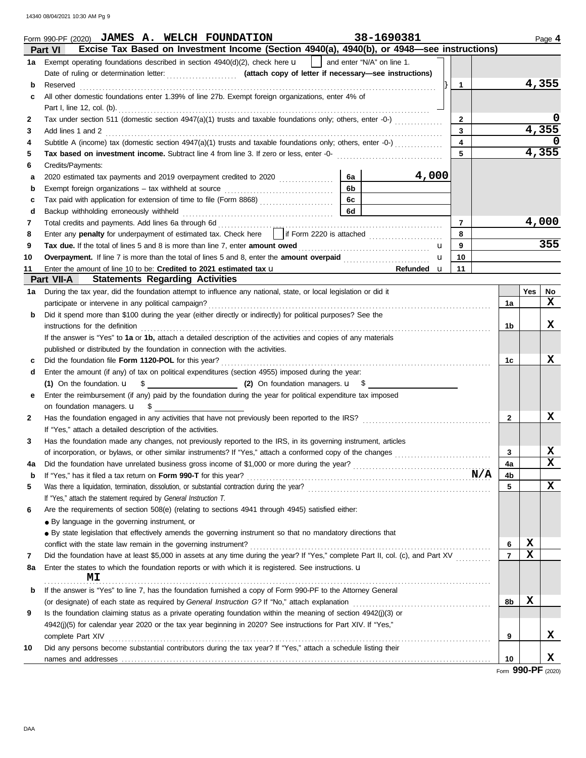Form 990-PF (2020) **JAMES A. WELCH FOUNDATION** 38-1690381 Page **4**

## Part VI Excise Tax Based on Investment Income (Section 4940(a), 4940(b), or 4948—see instructions)

| | | | | |
|---|---|---|---|---|
| 1a | Exempt operating foundations described in section 4940(d)(2), check here ☐ and enter "N/A" on line 1. Date of ruling or determination letter: ______ **(attach copy of letter if necessary—see instructions)** | | | |
| b | Reserved | | 1 | 4,355 |
| c | All other domestic foundations enter 1.39% of line 27b. Exempt foreign organizations, enter 4% of Part I, line 12, col. (b). | | | |
| 2 | Tax under section 511 (domestic section 4947(a)(1) trusts and taxable foundations only; others, enter -0-) | | 2 | 0 |
| 3 | Add lines 1 and 2 | | 3 | 4,355 |
| 4 | Subtitle A (income) tax (domestic section 4947(a)(1) trusts and taxable foundations only; others, enter -0-) | | 4 | 0 |
| 5 | **Tax based on investment income.** Subtract line 4 from line 3. If zero or less, enter -0- | | 5 | 4,355 |
| 6 | Credits/Payments: | | | |
| a | 2020 estimated tax payments and 2019 overpayment credited to 2020 | 6a 4,000 | | |
| b | Exempt foreign organizations – tax withheld at source | 6b | | |
| c | Tax paid with application for extension of time to file (Form 8868) | 6c | | |
| d | Backup withholding erroneously withheld | 6d | | |
| 7 | Total credits and payments. Add lines 6a through 6d | | 7 | 4,000 |
| 8 | Enter any **penalty** for underpayment of estimated tax. Check here ☐ if Form 2220 is attached | | 8 | |
| 9 | **Tax due.** If the total of lines 5 and 8 is more than line 7, enter **amount owed** | | 9 | 355 |
| 10 | **Overpayment.** If line 7 is more than the total of lines 5 and 8, enter the **amount overpaid** | | 10 | |
| 11 | Enter the amount of line 10 to be: **Credited to 2021 estimated tax** | **Refunded** | 11 | |

## Part VII-A Statements Regarding Activities

| | | | Yes | No |
|---|---|---|---|---|
| 1a | During the tax year, did the foundation attempt to influence any national, state, or local legislation or did it participate or intervene in any political campaign? | 1a | | X |
| b | Did it spend more than $100 during the year (either directly or indirectly) for political purposes? See the instructions for the definition | 1b | | X |
| | If the answer is "Yes" to **1a** or **1b,** attach a detailed description of the activities and copies of any materials published or distributed by the foundation in connection with the activities. | | | |
| c | Did the foundation file **Form 1120-POL** for this year? | 1c | | X |
| d | Enter the amount (if any) of tax on political expenditures (section 4955) imposed during the year: **(1)** On the foundation. $ ______ **(2)** On foundation managers. $ ______ | | | |
| e | Enter the reimbursement (if any) paid by the foundation during the year for political expenditure tax imposed on foundation managers. $ ______ | | | |
| 2 | Has the foundation engaged in any activities that have not previously been reported to the IRS? If "Yes," attach a detailed description of the activities. | 2 | | X |
| 3 | Has the foundation made any changes, not previously reported to the IRS, in its governing instrument, articles of incorporation, or bylaws, or other similar instruments? If "Yes," attach a conformed copy of the changes | 3 | | X |
| 4a | Did the foundation have unrelated business gross income of $1,000 or more during the year? | 4a | | X |
| b | If "Yes," has it filed a tax return on **Form 990-T** for this year? N/A | 4b | | |
| 5 | Was there a liquidation, termination, dissolution, or substantial contraction during the year? If "Yes," attach the statement required by *General Instruction T.* | 5 | | X |
| 6 | Are the requirements of section 508(e) (relating to sections 4941 through 4945) satisfied either: ● By language in the governing instrument, or ● By state legislation that effectively amends the governing instrument so that no mandatory directions that conflict with the state law remain in the governing instrument? | 6 | X | |
| 7 | Did the foundation have at least $5,000 in assets at any time during the year? If "Yes," complete Part II, col. (c), and Part XV | 7 | X | |
| 8a | Enter the states to which the foundation reports or with which it is registered. See instructions. MI | | | |
| b | If the answer is "Yes" to line 7, has the foundation furnished a copy of Form 990-PF to the Attorney General (or designate) of each state as required by *General Instruction G?* If "No," attach explanation | 8b | X | |
| 9 | Is the foundation claiming status as a private operating foundation within the meaning of section 4942(j)(3) or 4942(j)(5) for calendar year 2020 or the tax year beginning in 2020? See instructions for Part XIV. If "Yes," complete Part XIV | 9 | | X |
| 10 | Did any persons become substantial contributors during the tax year? If "Yes," attach a schedule listing their names and addresses | 10 | | X |

Form **990-PF** (2020)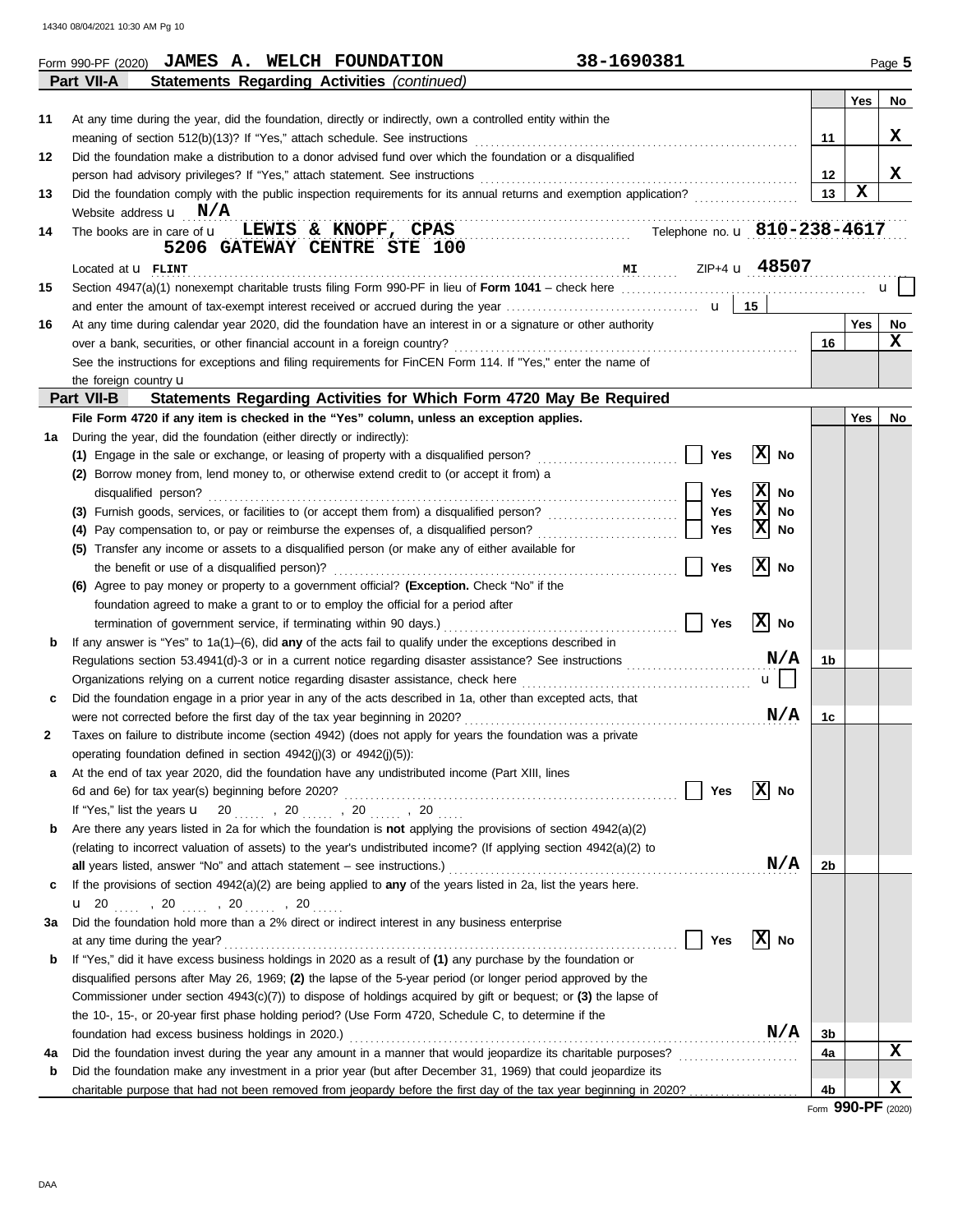Form 990-PF (2020) **JAMES A. WELCH FOUNDATION** **38-1690381** Page **5**

## Part VII-A Statements Regarding Activities *(continued)*

| | | | Yes | No |
|---|---|---|---|---|
| 11 | At any time during the year, did the foundation, directly or indirectly, own a controlled entity within the meaning of section 512(b)(13)? If "Yes," attach schedule. See instructions | 11 | | X |
| 12 | Did the foundation make a distribution to a donor advised fund over which the foundation or a disqualified person had advisory privileges? If "Yes," attach statement. See instructions | 12 | | X |
| 13 | Did the foundation comply with the public inspection requirements for its annual returns and exemption application? | 13 | X | |

Website address u **N/A**

**14** The books are in care of u **LEWIS & KNOPF, CPAS** Telephone no. u **810-238-4617**
**5206 GATEWAY CENTRE STE 100**
Located at u **FLINT** **MI** ZIP+4 u **48507**

**15** Section 4947(a)(1) nonexempt charitable trusts filing Form 990-PF in lieu of **Form 1041** – check here u ☐
and enter the amount of tax-exempt interest received or accrued during the year u | 15 |

| | | | Yes | No |
|---|---|---|---|---|
| 16 | At any time during calendar year 2020, did the foundation have an interest in or a signature or other authority over a bank, securities, or other financial account in a foreign country? | 16 | | X |
| | See the instructions for exceptions and filing requirements for FinCEN Form 114. If "Yes," enter the name of the foreign country u | | | |

## Part VII-B Statements Regarding Activities for Which Form 4720 May Be Required

**File Form 4720 if any item is checked in the "Yes" column, unless an exception applies.**

| | | | | Yes | No |
|---|---|---|---|---|---|
| 1a | During the year, did the foundation (either directly or indirectly): | | | | |
| | (1) Engage in the sale or exchange, or leasing of property with a disqualified person? | ☐ Yes ☒ No | | | |
| | (2) Borrow money from, lend money to, or otherwise extend credit to (or accept it from) a disqualified person? | ☐ Yes ☒ No | | | |
| | (3) Furnish goods, services, or facilities to (or accept them from) a disqualified person? | ☐ Yes ☒ No | | | |
| | (4) Pay compensation to, or pay or reimburse the expenses of, a disqualified person? | ☐ Yes ☒ No | | | |
| | (5) Transfer any income or assets to a disqualified person (or make any of either available for the benefit or use of a disqualified person)? | ☐ Yes ☒ No | | | |
| | (6) Agree to pay money or property to a government official? **(Exception.** Check "No" if the foundation agreed to make a grant to or to employ the official for a period after termination of government service, if terminating within 90 days.) | ☐ Yes ☒ No | | | |
| b | If any answer is "Yes" to 1a(1)–(6), did **any** of the acts fail to qualify under the exceptions described in Regulations section 53.4941(d)-3 or in a current notice regarding disaster assistance? See instructions | **N/A** | 1b | | |
| | Organizations relying on a current notice regarding disaster assistance, check here | u ☐ | | | |
| c | Did the foundation engage in a prior year in any of the acts described in 1a, other than excepted acts, that were not corrected before the first day of the tax year beginning in 2020? | **N/A** | 1c | | |
| 2 | Taxes on failure to distribute income (section 4942) (does not apply for years the foundation was a private operating foundation defined in section 4942(j)(3) or 4942(j)(5)): | | | | |
| a | At the end of tax year 2020, did the foundation have any undistributed income (Part XIII, lines 6d and 6e) for tax year(s) beginning before 2020? | ☐ Yes ☒ No | | | |
| | If "Yes," list the years u 20 ...... , 20 ...... , 20 ...... , 20 ...... | | | | |
| b | Are there any years listed in 2a for which the foundation is **not** applying the provisions of section 4942(a)(2) (relating to incorrect valuation of assets) to the year's undistributed income? (If applying section 4942(a)(2) to **all** years listed, answer "No" and attach statement – see instructions.) | **N/A** | 2b | | |
| c | If the provisions of section 4942(a)(2) are being applied to **any** of the years listed in 2a, list the years here. u 20 ...... , 20 ...... , 20 ...... , 20 ...... | | | | |
| 3a | Did the foundation hold more than a 2% direct or indirect interest in any business enterprise at any time during the year? | ☐ Yes ☒ No | | | |
| b | If "Yes," did it have excess business holdings in 2020 as a result of **(1)** any purchase by the foundation or disqualified persons after May 26, 1969; **(2)** the lapse of the 5-year period (or longer period approved by the Commissioner under section 4943(c)(7)) to dispose of holdings acquired by gift or bequest; or **(3)** the lapse of the 10-, 15-, or 20-year first phase holding period? (Use Form 4720, Schedule C, to determine if the foundation had excess business holdings in 2020.) | **N/A** | 3b | | |
| 4a | Did the foundation invest during the year any amount in a manner that would jeopardize its charitable purposes? | | 4a | | X |
| b | Did the foundation make any investment in a prior year (but after December 31, 1969) that could jeopardize its charitable purpose that had not been removed from jeopardy before the first day of the tax year beginning in 2020? | | 4b | | X |

Form **990-PF** (2020)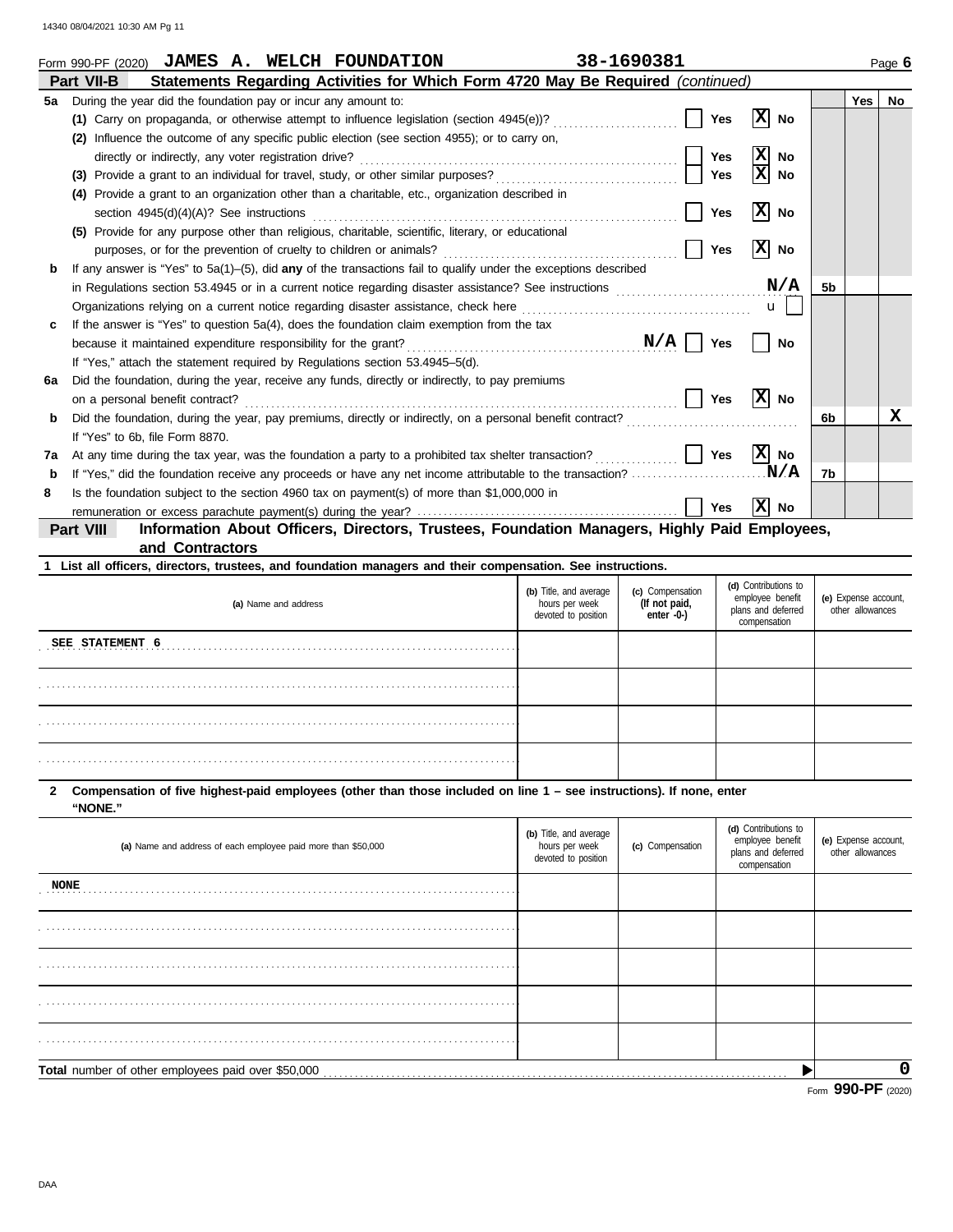Form 990-PF (2020) **JAMES A. WELCH FOUNDATION** **38-1690381** Page **6**

## Part VII-B Statements Regarding Activities for Which Form 4720 May Be Required *(continued)*

| | | | Yes | No |
|---|---|---|---|---|
| **5a** | During the year did the foundation pay or incur any amount to: | | | |
| | **(1)** Carry on propaganda, or otherwise attempt to influence legislation (section 4945(e))? ☐ Yes ☒ No | | | |
| | **(2)** Influence the outcome of any specific public election (see section 4955); or to carry on, directly or indirectly, any voter registration drive? ☐ Yes ☒ No | | | |
| | **(3)** Provide a grant to an individual for travel, study, or other similar purposes? ☐ Yes ☒ No | | | |
| | **(4)** Provide a grant to an organization other than a charitable, etc., organization described in section 4945(d)(4)(A)? See instructions ☐ Yes ☒ No | | | |
| | **(5)** Provide for any purpose other than religious, charitable, scientific, literary, or educational purposes, or for the prevention of cruelty to children or animals? ☐ Yes ☒ No | | | |
| **b** | If any answer is "Yes" to 5a(1)–(5), did **any** of the transactions fail to qualify under the exceptions described in Regulations section 53.4945 or in a current notice regarding disaster assistance? See instructions **N/A** | 5b | | |
| | Organizations relying on a current notice regarding disaster assistance, check here ☐ | | | |
| **c** | If the answer is "Yes" to question 5a(4), does the foundation claim exemption from the tax because it maintained expenditure responsibility for the grant? **N/A** ☐ Yes ☐ No | | | |
| | If "Yes," attach the statement required by Regulations section 53.4945–5(d). | | | |
| **6a** | Did the foundation, during the year, receive any funds, directly or indirectly, to pay premiums on a personal benefit contract? ☐ Yes ☒ No | | | |
| **b** | Did the foundation, during the year, pay premiums, directly or indirectly, on a personal benefit contract? | 6b | | X |
| | If "Yes" to 6b, file Form 8870. | | | |
| **7a** | At any time during the tax year, was the foundation a party to a prohibited tax shelter transaction? ☐ Yes ☒ No | | | |
| **b** | If "Yes," did the foundation receive any proceeds or have any net income attributable to the transaction? **N/A** | 7b | | |
| **8** | Is the foundation subject to the section 4960 tax on payment(s) of more than $1,000,000 in remuneration or excess parachute payment(s) during the year? ☐ Yes ☒ No | | | |

## Part VIII Information About Officers, Directors, Trustees, Foundation Managers, Highly Paid Employees, and Contractors

**1 List all officers, directors, trustees, and foundation managers and their compensation. See instructions.**

| (a) Name and address | (b) Title, and average hours per week devoted to position | (c) Compensation (If not paid, enter -0-) | (d) Contributions to employee benefit plans and deferred compensation | (e) Expense account, other allowances |
|---|---|---|---|---|
| SEE STATEMENT 6 | | | | |
| | | | | |
| | | | | |
| | | | | |

**2 Compensation of five highest-paid employees (other than those included on line 1 – see instructions). If none, enter "NONE."**

| (a) Name and address of each employee paid more than $50,000 | (b) Title, and average hours per week devoted to position | (c) Compensation | (d) Contributions to employee benefit plans and deferred compensation | (e) Expense account, other allowances |
|---|---|---|---|---|
| NONE | | | | |
| | | | | |
| | | | | |
| | | | | |
| | | | | |

**Total** number of other employees paid over $50,000 ▶ **0**

Form **990-PF** (2020)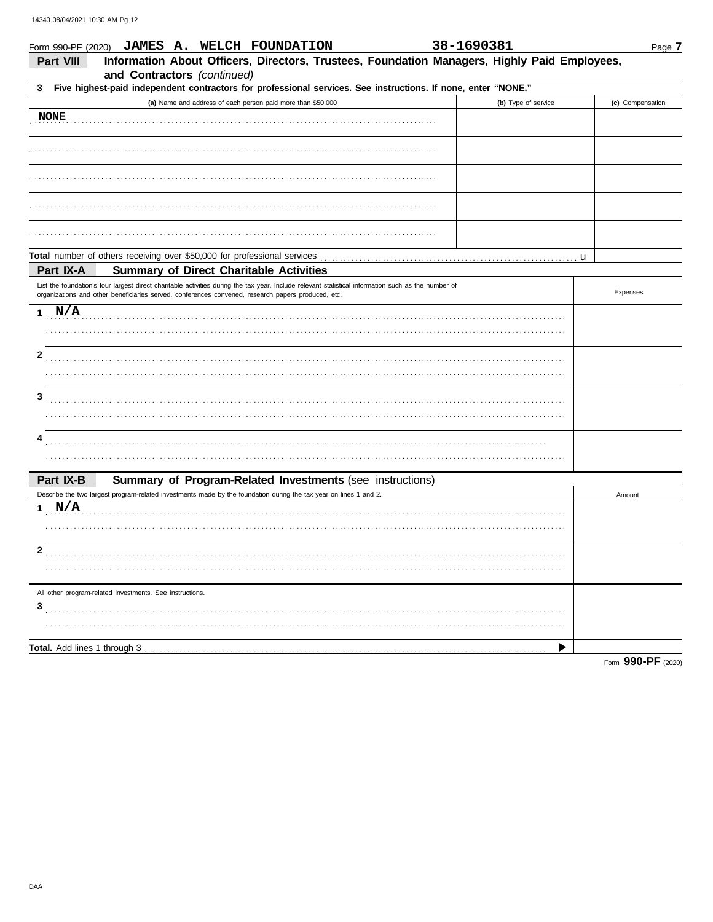Form 990-PF (2020) **JAMES A. WELCH FOUNDATION** **38-1690381** Page **7**

## Part VIII Information About Officers, Directors, Trustees, Foundation Managers, Highly Paid Employees, and Contractors *(continued)*

**3 Five highest-paid independent contractors for professional services. See instructions. If none, enter "NONE."**

| (a) Name and address of each person paid more than $50,000 | (b) Type of service | (c) Compensation |
|---|---|---|
| NONE | | |
| | | |
| | | |
| | | |
| | | |

**Total** number of others receiving over $50,000 for professional services ..... u

## Part IX-A Summary of Direct Charitable Activities

| List the foundation's four largest direct charitable activities during the tax year. Include relevant statistical information such as the number of organizations and other beneficiaries served, conferences convened, research papers produced, etc. | Expenses |
|---|---|
| 1 N/A | |
| 2 | |
| 3 | |
| 4 | |

## Part IX-B Summary of Program-Related Investments (see instructions)

| Describe the two largest program-related investments made by the foundation during the tax year on lines 1 and 2. | Amount |
|---|---|
| 1 N/A | |
| 2 | |
| All other program-related investments. See instructions. | |
| 3 | |
| **Total.** Add lines 1 through 3 ▶ | |

Form **990-PF** (2020)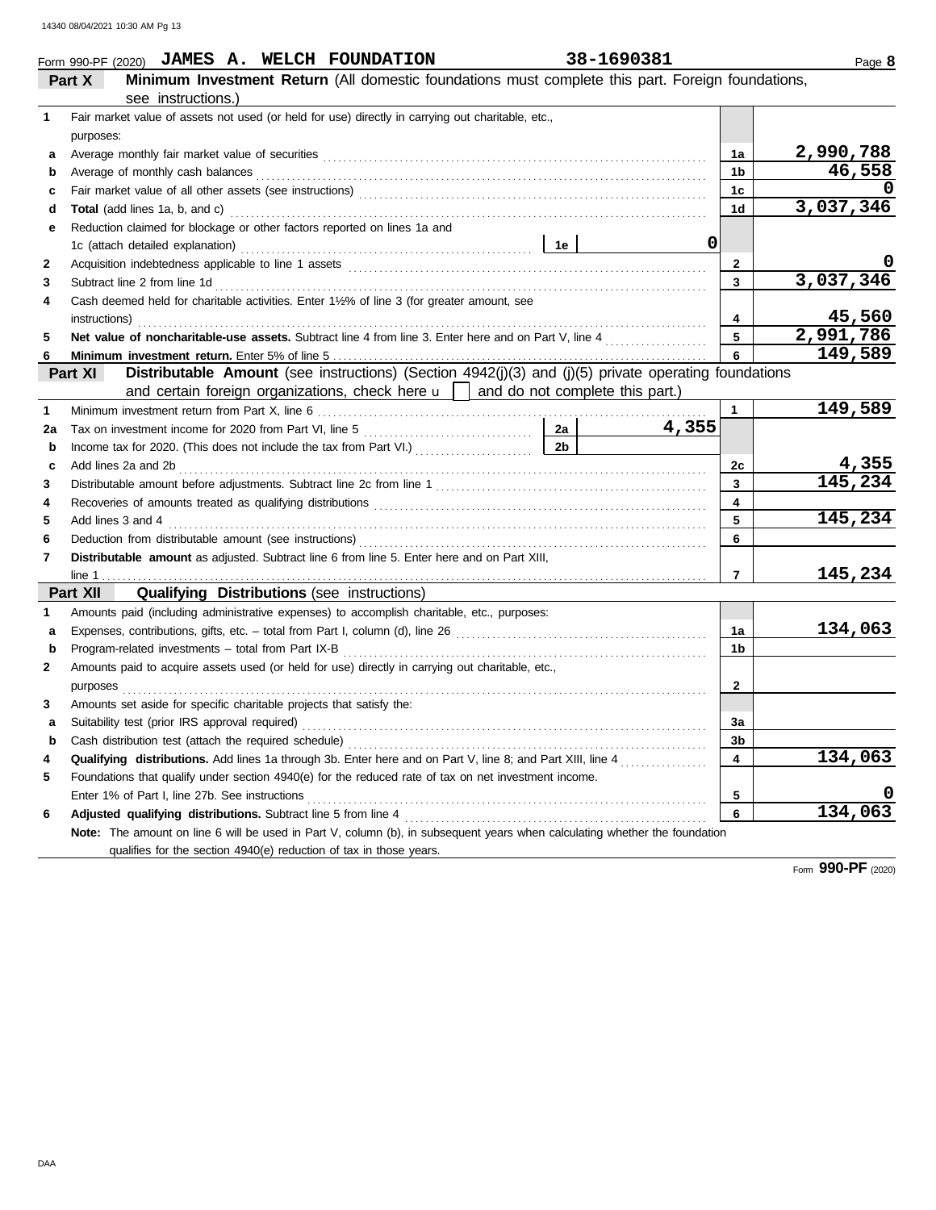Form 990-PF (2020) **JAMES A. WELCH FOUNDATION** 38-1690381

## Part X Minimum Investment Return (All domestic foundations must complete this part. Foreign foundations, see instructions.)

| | | | |
|---|---|---|---|
| 1 | Fair market value of assets not used (or held for use) directly in carrying out charitable, etc., purposes: | | |
| a | Average monthly fair market value of securities | 1a | 2,990,788 |
| b | Average of monthly cash balances | 1b | 46,558 |
| c | Fair market value of all other assets (see instructions) | 1c | 0 |
| d | **Total** (add lines 1a, b, and c) | 1d | 3,037,346 |
| e | Reduction claimed for blockage or other factors reported on lines 1a and 1c (attach detailed explanation) — 1e: 0 | | |
| 2 | Acquisition indebtedness applicable to line 1 assets | 2 | 0 |
| 3 | Subtract line 2 from line 1d | 3 | 3,037,346 |
| 4 | Cash deemed held for charitable activities. Enter 1½% of line 3 (for greater amount, see instructions) | 4 | 45,560 |
| 5 | **Net value of noncharitable-use assets.** Subtract line 4 from line 3. Enter here and on Part V, line 4 | 5 | 2,991,786 |
| 6 | **Minimum investment return.** Enter 5% of line 5 | 6 | 149,589 |

## Part XI Distributable Amount (see instructions) (Section 4942(j)(3) and (j)(5) private operating foundations and certain foreign organizations, check here ☐ and do not complete this part.)

| | | | |
|---|---|---|---|
| 1 | Minimum investment return from Part X, line 6 | 1 | 149,589 |
| 2a | Tax on investment income for 2020 from Part VI, line 5 — 2a: 4,355 | | |
| b | Income tax for 2020. (This does not include the tax from Part VI.) — 2b: | | |
| c | Add lines 2a and 2b | 2c | 4,355 |
| 3 | Distributable amount before adjustments. Subtract line 2c from line 1 | 3 | 145,234 |
| 4 | Recoveries of amounts treated as qualifying distributions | 4 | |
| 5 | Add lines 3 and 4 | 5 | 145,234 |
| 6 | Deduction from distributable amount (see instructions) | 6 | |
| 7 | **Distributable amount** as adjusted. Subtract line 6 from line 5. Enter here and on Part XIII, line 1 | 7 | 145,234 |

## Part XII Qualifying Distributions (see instructions)

| | | | |
|---|---|---|---|
| 1 | Amounts paid (including administrative expenses) to accomplish charitable, etc., purposes: | | |
| a | Expenses, contributions, gifts, etc. – total from Part I, column (d), line 26 | 1a | 134,063 |
| b | Program-related investments – total from Part IX-B | 1b | |
| 2 | Amounts paid to acquire assets used (or held for use) directly in carrying out charitable, etc., purposes | 2 | |
| 3 | Amounts set aside for specific charitable projects that satisfy the: | | |
| a | Suitability test (prior IRS approval required) | 3a | |
| b | Cash distribution test (attach the required schedule) | 3b | |
| 4 | **Qualifying distributions.** Add lines 1a through 3b. Enter here and on Part V, line 8; and Part XIII, line 4 | 4 | 134,063 |
| 5 | Foundations that qualify under section 4940(e) for the reduced rate of tax on net investment income. Enter 1% of Part I, line 27b. See instructions | 5 | 0 |
| 6 | **Adjusted qualifying distributions.** Subtract line 5 from line 4 | 6 | 134,063 |

**Note:** The amount on line 6 will be used in Part V, column (b), in subsequent years when calculating whether the foundation qualifies for the section 4940(e) reduction of tax in those years.

Form **990-PF** (2020)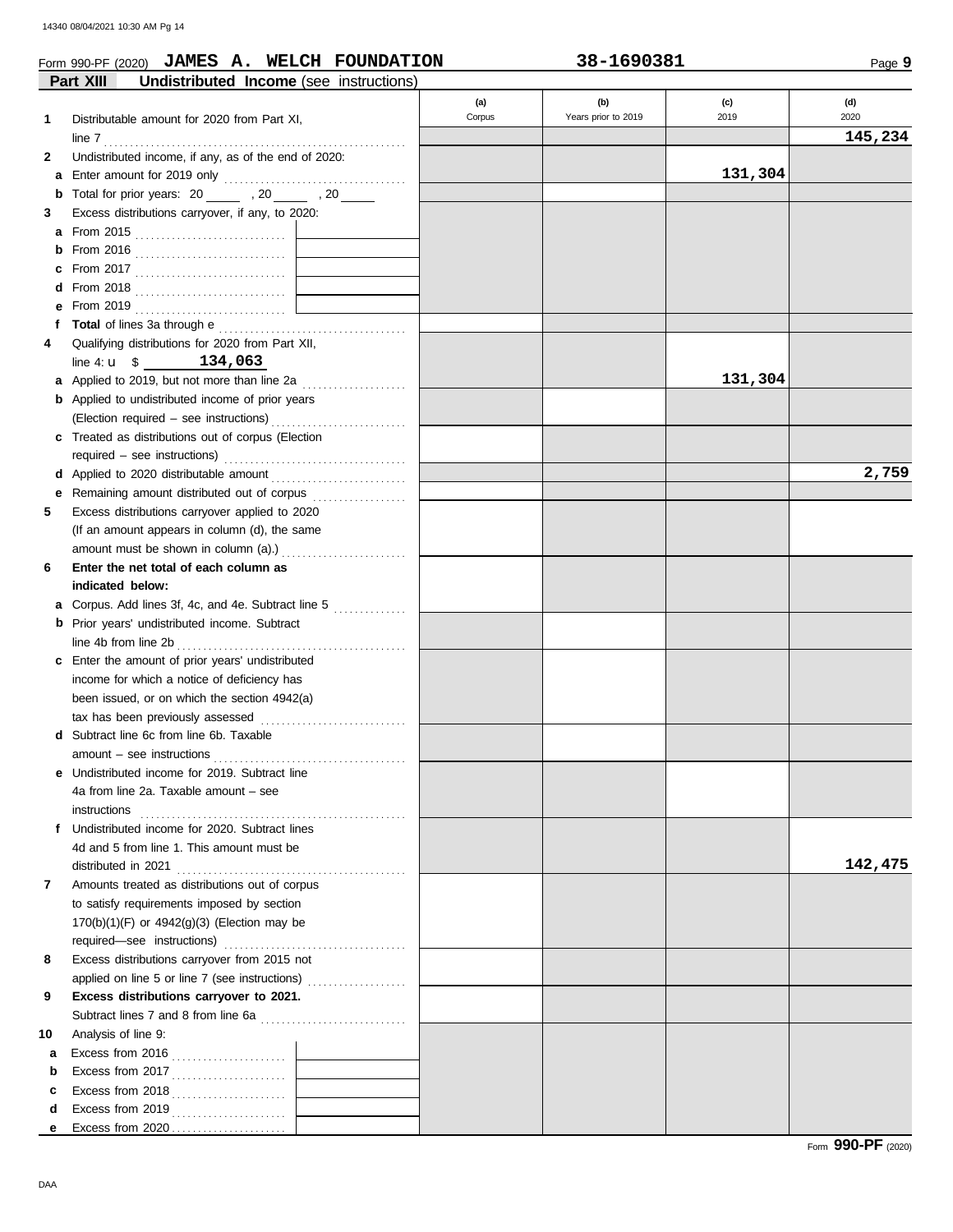Form 990-PF (2020) **JAMES A. WELCH FOUNDATION** **38-1690381** Page **9**

**Part XIII Undistributed Income** (see instructions)

| | | (a) Corpus | (b) Years prior to 2019 | (c) 2019 | (d) 2020 |
|---|---|---|---|---|---|
| **1** | Distributable amount for 2020 from Part XI, line 7 | | | | **145,234** |
| **2** | Undistributed income, if any, as of the end of 2020: | | | | |
| **a** | Enter amount for 2019 only | | | **131,304** | |
| **b** | Total for prior years: 20 ___ , 20 ___ , 20 ___ | | | | |
| **3** | Excess distributions carryover, if any, to 2020: | | | | |
| **a** | From 2015 | | | | |
| **b** | From 2016 | | | | |
| **c** | From 2017 | | | | |
| **d** | From 2018 | | | | |
| **e** | From 2019 | | | | |
| **f** | **Total** of lines 3a through e | | | | |
| **4** | Qualifying distributions for 2020 from Part XII, line 4: u $ **134,063** | | | | |
| **a** | Applied to 2019, but not more than line 2a | | | **131,304** | |
| **b** | Applied to undistributed income of prior years (Election required – see instructions) | | | | |
| **c** | Treated as distributions out of corpus (Election required – see instructions) | | | | |
| **d** | Applied to 2020 distributable amount | | | | **2,759** |
| **e** | Remaining amount distributed out of corpus | | | | |
| **5** | Excess distributions carryover applied to 2020 (If an amount appears in column (d), the same amount must be shown in column (a).) | | | | |
| **6** | **Enter the net total of each column as indicated below:** | | | | |
| **a** | Corpus. Add lines 3f, 4c, and 4e. Subtract line 5 | | | | |
| **b** | Prior years' undistributed income. Subtract line 4b from line 2b | | | | |
| **c** | Enter the amount of prior years' undistributed income for which a notice of deficiency has been issued, or on which the section 4942(a) tax has been previously assessed | | | | |
| **d** | Subtract line 6c from line 6b. Taxable amount – see instructions | | | | |
| **e** | Undistributed income for 2019. Subtract line 4a from line 2a. Taxable amount – see instructions | | | | |
| **f** | Undistributed income for 2020. Subtract lines 4d and 5 from line 1. This amount must be distributed in 2021 | | | | **142,475** |
| **7** | Amounts treated as distributions out of corpus to satisfy requirements imposed by section 170(b)(1)(F) or 4942(g)(3) (Election may be required—see instructions) | | | | |
| **8** | Excess distributions carryover from 2015 not applied on line 5 or line 7 (see instructions) | | | | |
| **9** | **Excess distributions carryover to 2021.** Subtract lines 7 and 8 from line 6a | | | | |
| **10** | Analysis of line 9: | | | | |
| **a** | Excess from 2016 | | | | |
| **b** | Excess from 2017 | | | | |
| **c** | Excess from 2018 | | | | |
| **d** | Excess from 2019 | | | | |
| **e** | Excess from 2020 | | | | |

Form **990-PF** (2020)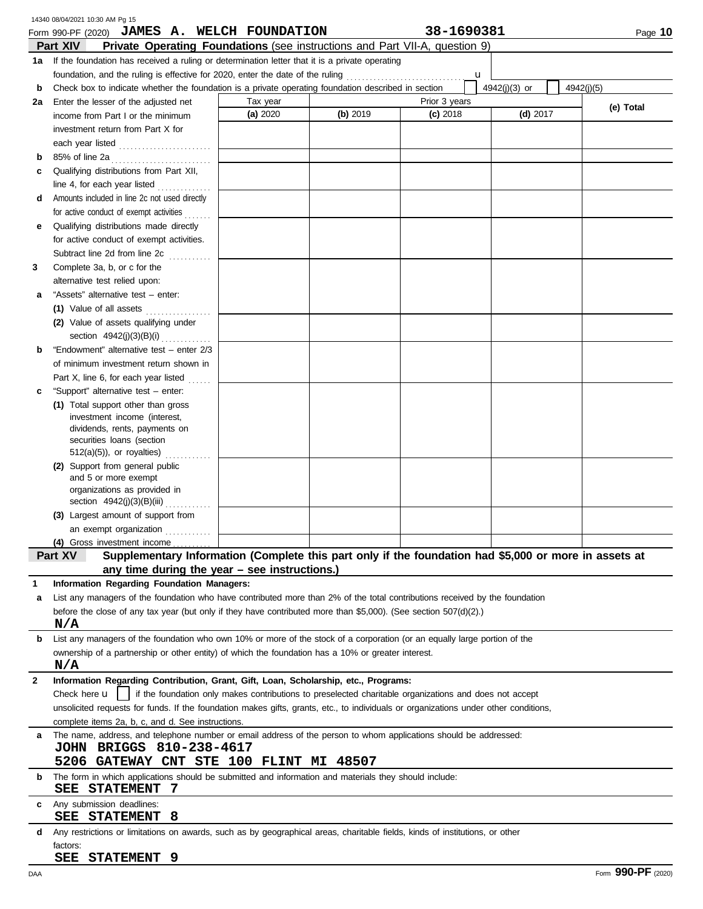Form 990-PF (2020) **JAMES A. WELCH FOUNDATION** **38-1690381** Page **10**

## Part XIV Private Operating Foundations (see instructions and Part VII-A, question 9)

**1a** If the foundation has received a ruling or determination letter that it is a private operating foundation, and the ruling is effective for 2020, enter the date of the ruling ..... u

**b** Check box to indicate whether the foundation is a private operating foundation described in section [ ] 4942(j)(3) or [ ] 4942(j)(5)

| | | Tax year | Prior 3 years | | | |
|---|---|---|---|---|---|---|
| | | **(a)** 2020 | **(b)** 2019 | **(c)** 2018 | **(d)** 2017 | **(e) Total** |
| **2a** | Enter the lesser of the adjusted net income from Part I or the minimum investment return from Part X for each year listed | | | | | |
| **b** | 85% of line 2a | | | | | |
| **c** | Qualifying distributions from Part XII, line 4, for each year listed | | | | | |
| **d** | Amounts included in line 2c not used directly for active conduct of exempt activities | | | | | |
| **e** | Qualifying distributions made directly for active conduct of exempt activities. Subtract line 2d from line 2c | | | | | |
| **3** | Complete 3a, b, or c for the alternative test relied upon: | | | | | |
| **a** | "Assets" alternative test – enter: **(1)** Value of all assets | | | | | |
| | **(2)** Value of assets qualifying under section 4942(j)(3)(B)(i) | | | | | |
| **b** | "Endowment" alternative test – enter 2/3 of minimum investment return shown in Part X, line 6, for each year listed | | | | | |
| **c** | "Support" alternative test – enter: **(1)** Total support other than gross investment income (interest, dividends, rents, payments on securities loans (section 512(a)(5)), or royalties) | | | | | |
| | **(2)** Support from general public and 5 or more exempt organizations as provided in section 4942(j)(3)(B)(iii) | | | | | |
| | **(3)** Largest amount of support from an exempt organization | | | | | |
| | **(4)** Gross investment income | | | | | |

## Part XV Supplementary Information (Complete this part only if the foundation had $5,000 or more in assets at any time during the year – see instructions.)

**1 Information Regarding Foundation Managers:**

**a** List any managers of the foundation who have contributed more than 2% of the total contributions received by the foundation before the close of any tax year (but only if they have contributed more than $5,000). (See section 507(d)(2).)

**N/A**

**b** List any managers of the foundation who own 10% or more of the stock of a corporation (or an equally large portion of the ownership of a partnership or other entity) of which the foundation has a 10% or greater interest.

**N/A**

**2 Information Regarding Contribution, Grant, Gift, Loan, Scholarship, etc., Programs:**

Check here u [ ] if the foundation only makes contributions to preselected charitable organizations and does not accept unsolicited requests for funds. If the foundation makes gifts, grants, etc., to individuals or organizations under other conditions, complete items 2a, b, c, and d. See instructions.

**a** The name, address, and telephone number or email address of the person to whom applications should be addressed:

**JOHN BRIGGS 810-238-4617**
**5206 GATEWAY CNT STE 100 FLINT MI 48507**

**b** The form in which applications should be submitted and information and materials they should include:

**SEE STATEMENT 7**

**c** Any submission deadlines:

**SEE STATEMENT 8**

**d** Any restrictions or limitations on awards, such as by geographical areas, charitable fields, kinds of institutions, or other factors:

**SEE STATEMENT 9**

Form **990-PF** (2020)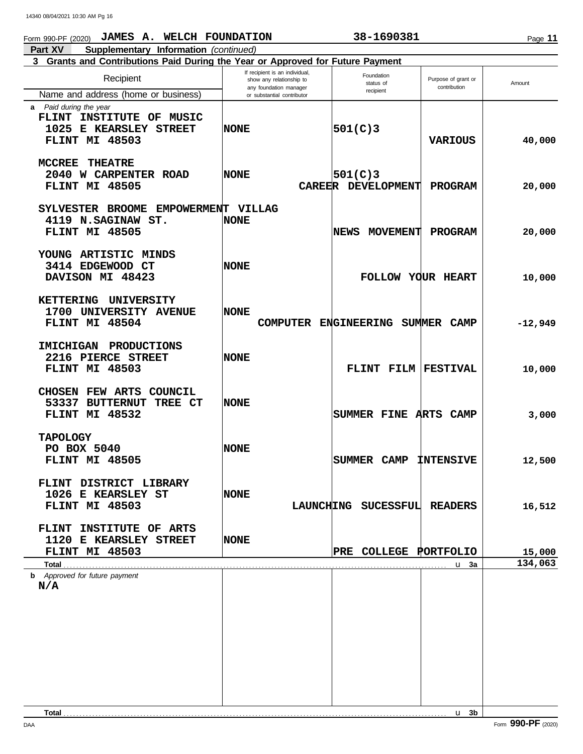Form 990-PF (2020) **JAMES A. WELCH FOUNDATION** **38-1690381** Page **11**

**Part XV** **Supplementary Information** *(continued)*

**3 Grants and Contributions Paid During the Year or Approved for Future Payment**

| Recipient<br>Name and address (home or business) | If recipient is an individual, show any relationship to any foundation manager or substantial contributor | Foundation status of recipient | Purpose of grant or contribution | Amount |
|---|---|---|---|---|
| ***a** Paid during the year* | | | | |
| FLINT INSTITUTE OF MUSIC<br>1025 E KEARSLEY STREET<br>FLINT MI 48503 | NONE | 501(C)3 | VARIOUS | 40,000 |
| MCCREE THEATRE<br>2040 W CARPENTER ROAD<br>FLINT MI 48505 | NONE | 501(C)3 | CAREER DEVELOPMENT PROGRAM | 20,000 |
| SYLVESTER BROOME EMPOWERMENT VILLAG<br>4119 N.SAGINAW ST.<br>FLINT MI 48505 | NONE | | NEWS MOVEMENT PROGRAM | 20,000 |
| YOUNG ARTISTIC MINDS<br>3414 EDGEWOOD CT<br>DAVISON MI 48423 | NONE | | FOLLOW YOUR HEART | 10,000 |
| KETTERING UNIVERSITY<br>1700 UNIVERSITY AVENUE<br>FLINT MI 48504 | NONE | | COMPUTER ENGINEERING SUMMER CAMP | -12,949 |
| IMICHIGAN PRODUCTIONS<br>2216 PIERCE STREET<br>FLINT MI 48503 | NONE | | FLINT FILM FESTIVAL | 10,000 |
| CHOSEN FEW ARTS COUNCIL<br>53337 BUTTERNUT TREE CT<br>FLINT MI 48532 | NONE | | SUMMER FINE ARTS CAMP | 3,000 |
| TAPOLOGY<br>PO BOX 5040<br>FLINT MI 48505 | NONE | | SUMMER CAMP INTENSIVE | 12,500 |
| FLINT DISTRICT LIBRARY<br>1026 E KEARSLEY ST<br>FLINT MI 48503 | NONE | | LAUNCHING SUCESSFUL READERS | 16,512 |
| FLINT INSTITUTE OF ARTS<br>1120 E KEARSLEY STREET<br>FLINT MI 48503 | NONE | | PRE COLLEGE PORTFOLIO | 15,000 |
| **Total** | | | u **3a** | 134,063 |
| ***b** Approved for future payment* | | | | |
| N/A | | | | |
| **Total** | | | u **3b** | |

DAA Form **990-PF** (2020)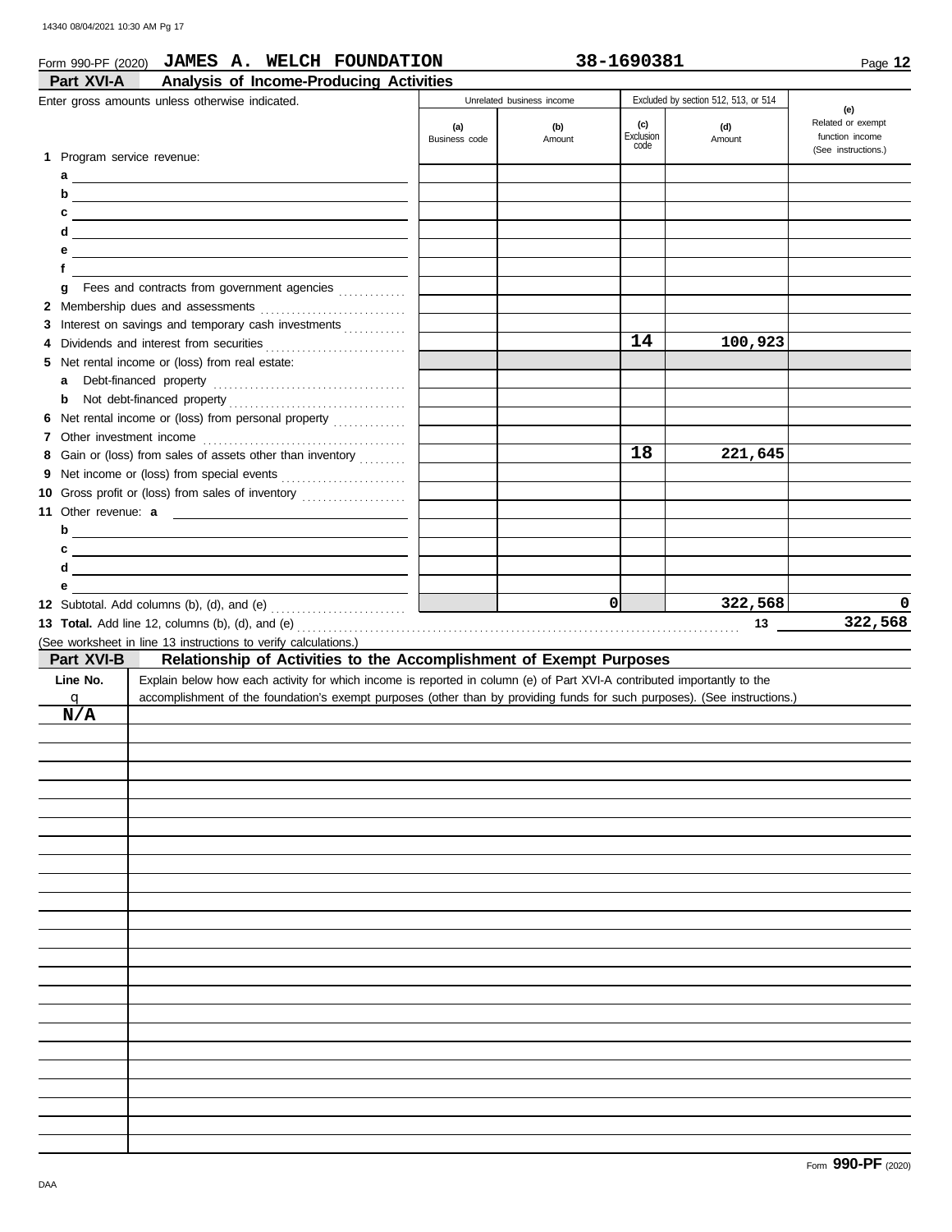Form 990-PF (2020) **JAMES A. WELCH FOUNDATION** **38-1690381** Page **12**

## Part XVI-A Analysis of Income-Producing Activities

| Enter gross amounts unless otherwise indicated. | Unrelated business income | | Excluded by section 512, 513, or 514 | | (e) Related or exempt function income (See instructions.) |
|---|---|---|---|---|---|
| | (a) Business code | (b) Amount | (c) Exclusion code | (d) Amount | |
| **1** Program service revenue: | | | | | |
| a | | | | | |
| b | | | | | |
| c | | | | | |
| d | | | | | |
| e | | | | | |
| f | | | | | |
| g Fees and contracts from government agencies | | | | | |
| **2** Membership dues and assessments | | | | | |
| **3** Interest on savings and temporary cash investments | | | | | |
| **4** Dividends and interest from securities | | | 14 | 100,923 | |
| **5** Net rental income or (loss) from real estate: | | | | | |
| a Debt-financed property | | | | | |
| b Not debt-financed property | | | | | |
| **6** Net rental income or (loss) from personal property | | | | | |
| **7** Other investment income | | | | | |
| **8** Gain or (loss) from sales of assets other than inventory | | | 18 | 221,645 | |
| **9** Net income or (loss) from special events | | | | | |
| **10** Gross profit or (loss) from sales of inventory | | | | | |
| **11** Other revenue: a | | | | | |
| b | | | | | |
| c | | | | | |
| d | | | | | |
| e | | | | | |
| **12** Subtotal. Add columns (b), (d), and (e) | | 0 | | 322,568 | 0 |

**13 Total.** Add line 12, columns (b), (d), and (e) ..... **13** 322,568

(See worksheet in line 13 instructions to verify calculations.)

## Part XVI-B Relationship of Activities to the Accomplishment of Exempt Purposes

| Line No. ▼ | Explain below how each activity for which income is reported in column (e) of Part XVI-A contributed importantly to the accomplishment of the foundation's exempt purposes (other than by providing funds for such purposes). (See instructions.) |
|---|---|
| N/A | |

Form **990-PF** (2020)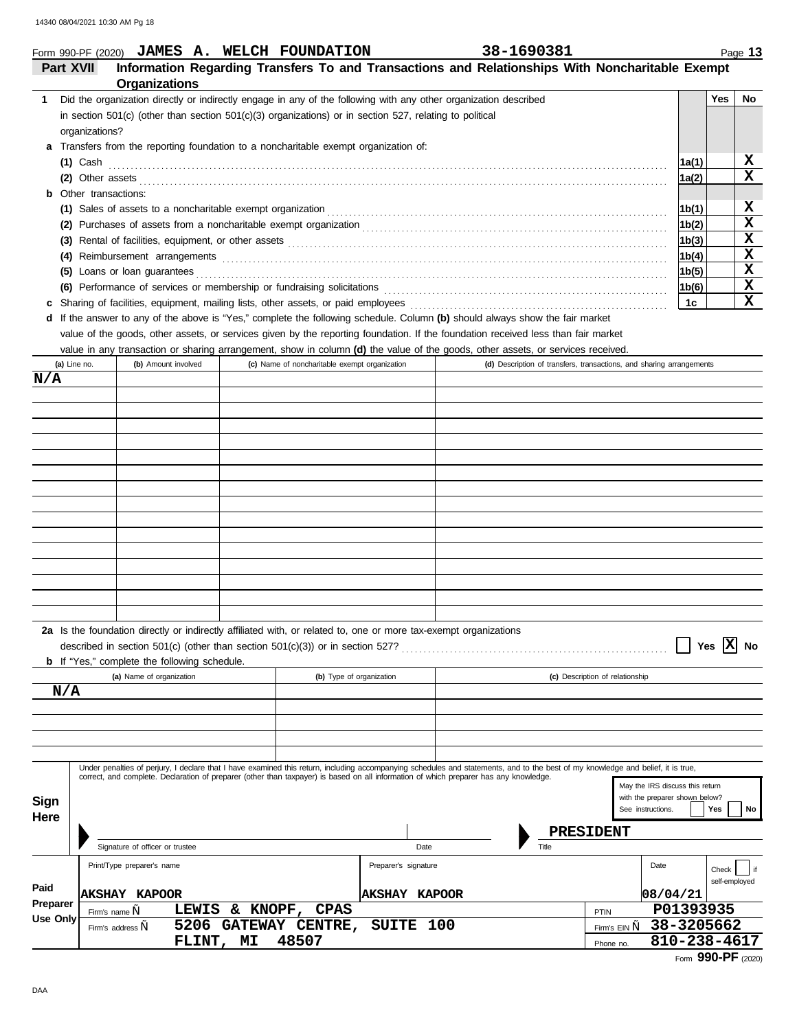Form 990-PF (2020) **JAMES A. WELCH FOUNDATION** **38-1690381** Page **13**

## Part XVII Information Regarding Transfers To and Transactions and Relationships With Noncharitable Exempt Organizations

**1** Did the organization directly or indirectly engage in any of the following with any other organization described in section 501(c) (other than section 501(c)(3) organizations) or in section 527, relating to political organizations?

| | | | Yes | No |
|---|---|---|---|---|
| **a** | Transfers from the reporting foundation to a noncharitable exempt organization of: | | | |
| | **(1)** Cash | 1a(1) | | X |
| | **(2)** Other assets | 1a(2) | | X |
| **b** | Other transactions: | | | |
| | **(1)** Sales of assets to a noncharitable exempt organization | 1b(1) | | X |
| | **(2)** Purchases of assets from a noncharitable exempt organization | 1b(2) | | X |
| | **(3)** Rental of facilities, equipment, or other assets | 1b(3) | | X |
| | **(4)** Reimbursement arrangements | 1b(4) | | X |
| | **(5)** Loans or loan guarantees | 1b(5) | | X |
| | **(6)** Performance of services or membership or fundraising solicitations | 1b(6) | | X |
| **c** | Sharing of facilities, equipment, mailing lists, other assets, or paid employees | 1c | | X |

**d** If the answer to any of the above is "Yes," complete the following schedule. Column **(b)** should always show the fair market value of the goods, other assets, or services given by the reporting foundation. If the foundation received less than fair market value in any transaction or sharing arrangement, show in column **(d)** the value of the goods, other assets, or services received.

| (a) Line no. | (b) Amount involved | (c) Name of noncharitable exempt organization | (d) Description of transfers, transactions, and sharing arrangements |
|---|---|---|---|
| N/A | | | |

**2a** Is the foundation directly or indirectly affiliated with, or related to, one or more tax-exempt organizations described in section 501(c) (other than section 501(c)(3)) or in section 527? ☐ Yes ☒ No

**b** If "Yes," complete the following schedule.

| (a) Name of organization | (b) Type of organization | (c) Description of relationship |
|---|---|---|
| N/A | | |

**Sign Here**

Under penalties of perjury, I declare that I have examined this return, including accompanying schedules and statements, and to the best of my knowledge and belief, it is true, correct, and complete. Declaration of preparer (other than taxpayer) is based on all information of which preparer has any knowledge.

May the IRS discuss this return with the preparer shown below? See instructions. ☐ Yes ☐ No

Signature of officer or trustee | Date | Title: **PRESIDENT**

**Paid Preparer Use Only**

| Print/Type preparer's name | Preparer's signature | Date | Check ☐ if self-employed | PTIN |
|---|---|---|---|---|
| AKSHAY KAPOOR | AKSHAY KAPOOR | 08/04/21 | | P01393935 |

Firm's name: LEWIS & KNOPF, CPAS — Firm's EIN: 38-3205662

Firm's address: 5206 GATEWAY CENTRE, SUITE 100, FLINT, MI 48507 — Phone no. 810-238-4617

Form **990-PF** (2020)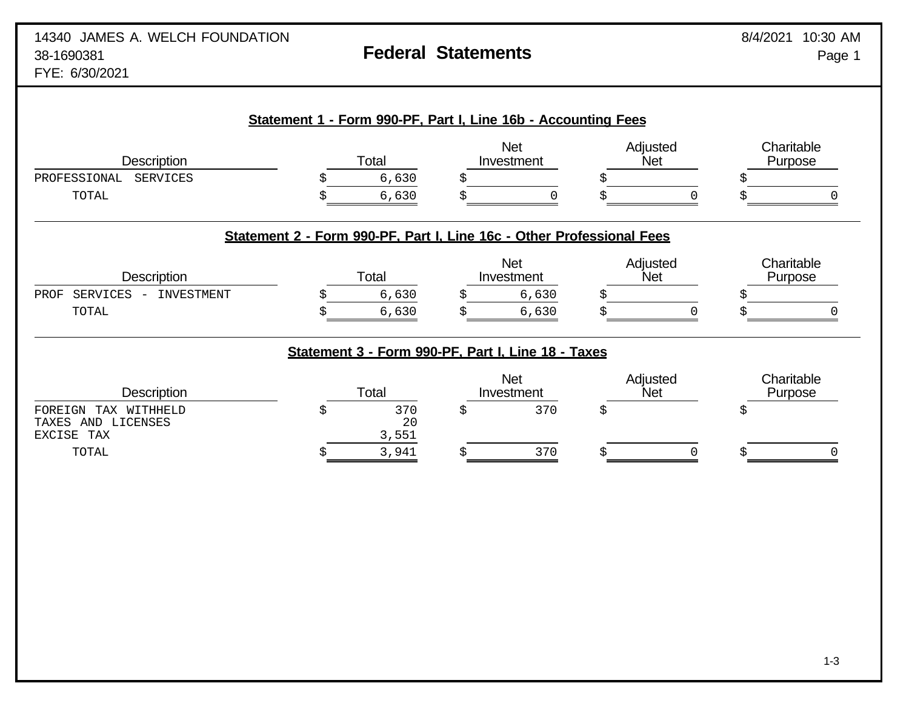14340 JAMES A. WELCH FOUNDATION
38-1690381
FYE: 6/30/2021

# Federal Statements

8/4/2021 10:30 AM

## Statement 1 - Form 990-PF, Part I, Line 16b - Accounting Fees

| Description | Total | Net Investment | Adjusted Net | Charitable Purpose |
|---|---|---|---|---|
| PROFESSIONAL SERVICES | $ 6,630 | $ | $ | $ |
| TOTAL | $ 6,630 | $ 0 | $ 0 | $ 0 |

## Statement 2 - Form 990-PF, Part I, Line 16c - Other Professional Fees

| Description | Total | Net Investment | Adjusted Net | Charitable Purpose |
|---|---|---|---|---|
| PROF SERVICES - INVESTMENT | $ 6,630 | $ 6,630 | $ | $ |
| TOTAL | $ 6,630 | $ 6,630 | $ 0 | $ 0 |

## Statement 3 - Form 990-PF, Part I, Line 18 - Taxes

| Description | Total | Net Investment | Adjusted Net | Charitable Purpose |
|---|---|---|---|---|
| FOREIGN TAX WITHHELD | $ 370 | $ 370 | $ | $ |
| TAXES AND LICENSES | 20 | | | |
| EXCISE TAX | 3,551 | | | |
| TOTAL | $ 3,941 | $ 370 | $ 0 | $ 0 |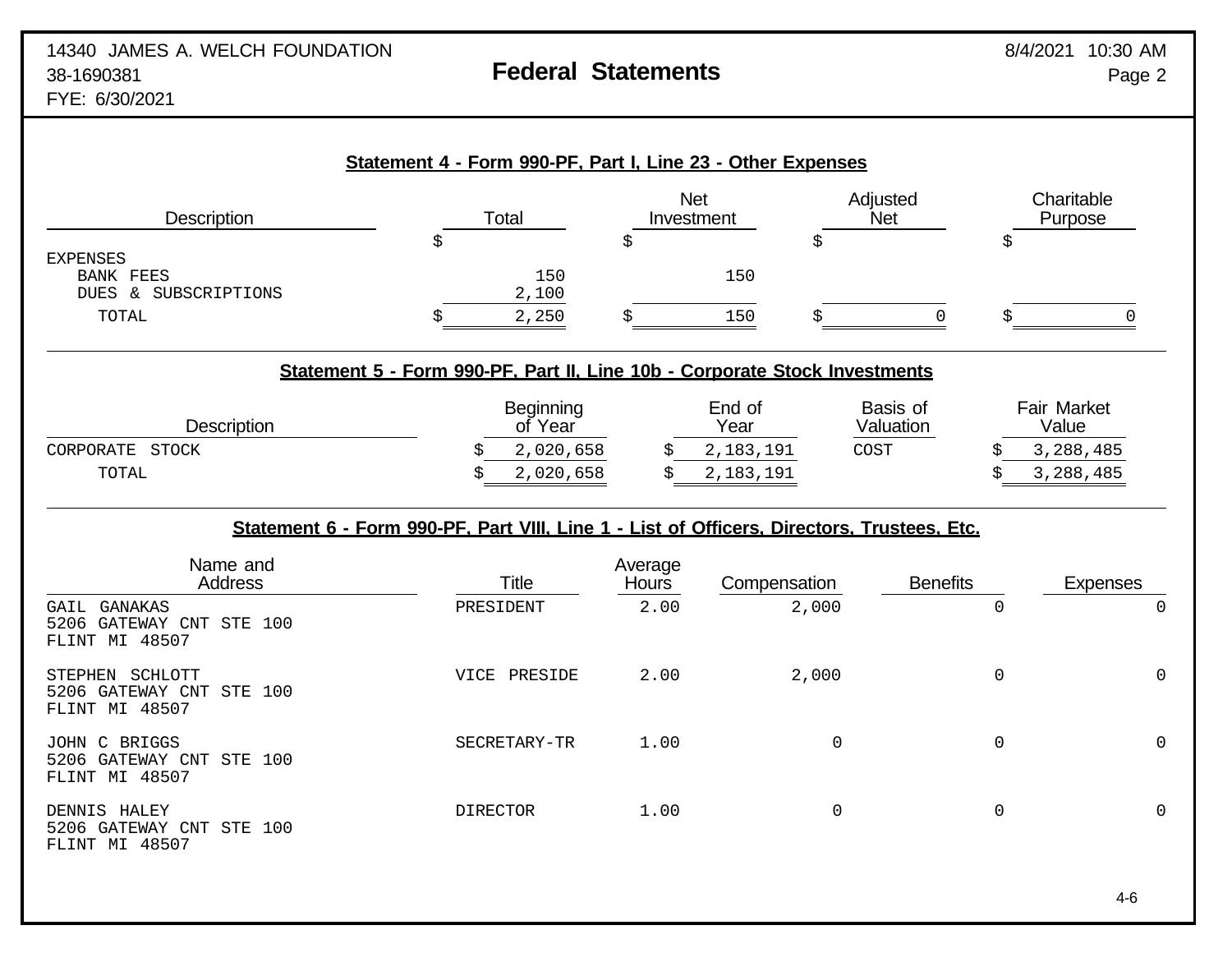14340 JAMES A. WELCH FOUNDATION
38-1690381
FYE: 6/30/2021

# Federal Statements

8/4/2021 10:30 AM

## Statement 4 - Form 990-PF, Part I, Line 23 - Other Expenses

| Description | Total | Net Investment | Adjusted Net | Charitable Purpose |
|---|---|---|---|---|
| | $ | $ | $ | $ |
| EXPENSES | | | | |
| BANK FEES | 150 | 150 | | |
| DUES & SUBSCRIPTIONS | 2,100 | | | |
| TOTAL | $ 2,250 | $ 150 | $ 0 | $ 0 |

## Statement 5 - Form 990-PF, Part II, Line 10b - Corporate Stock Investments

| Description | Beginning of Year | End of Year | Basis of Valuation | Fair Market Value |
|---|---|---|---|---|
| CORPORATE STOCK | $ 2,020,658 | $ 2,183,191 | COST | $ 3,288,485 |
| TOTAL | $ 2,020,658 | $ 2,183,191 | | $ 3,288,485 |

## Statement 6 - Form 990-PF, Part VIII, Line 1 - List of Officers, Directors, Trustees, Etc.

| Name and Address | Title | Average Hours | Compensation | Benefits | Expenses |
|---|---|---|---|---|---|
| GAIL GANAKAS<br>5206 GATEWAY CNT STE 100<br>FLINT MI 48507 | PRESIDENT | 2.00 | 2,000 | 0 | 0 |
| STEPHEN SCHLOTT<br>5206 GATEWAY CNT STE 100<br>FLINT MI 48507 | VICE PRESIDE | 2.00 | 2,000 | 0 | 0 |
| JOHN C BRIGGS<br>5206 GATEWAY CNT STE 100<br>FLINT MI 48507 | SECRETARY-TR | 1.00 | 0 | 0 | 0 |
| DENNIS HALEY<br>5206 GATEWAY CNT STE 100<br>FLINT MI 48507 | DIRECTOR | 1.00 | 0 | 0 | 0 |

4-6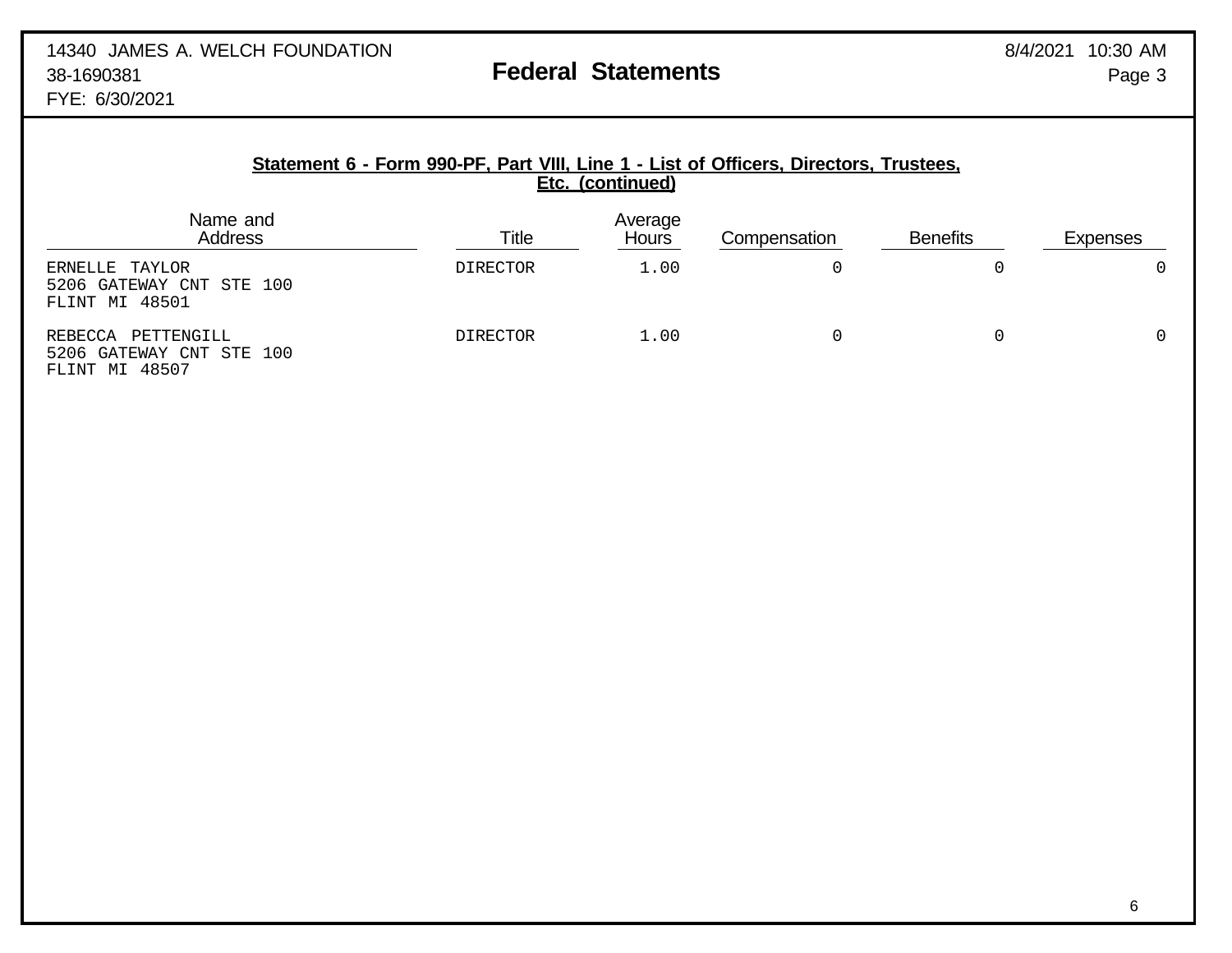14340 JAMES A. WELCH FOUNDATION
38-1690381
FYE: 6/30/2021

## Federal Statements

### Statement 6 - Form 990-PF, Part VIII, Line 1 - List of Officers, Directors, Trustees, Etc. (continued)

| Name and Address | Title | Average Hours | Compensation | Benefits | Expenses |
|---|---|---|---|---|---|
| ERNELLE TAYLOR<br>5206 GATEWAY CNT STE 100<br>FLINT MI 48501 | DIRECTOR | 1.00 | 0 | 0 | 0 |
| REBECCA PETTENGILL<br>5206 GATEWAY CNT STE 100<br>FLINT MI 48507 | DIRECTOR | 1.00 | 0 | 0 | 0 |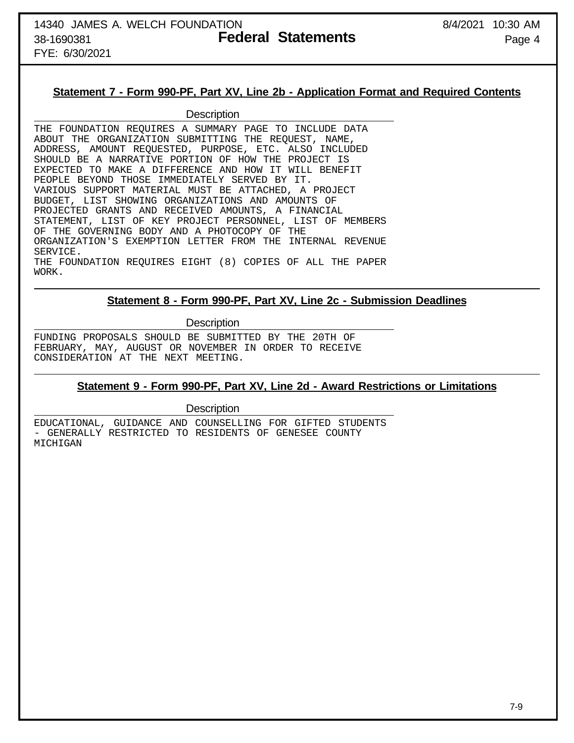## Statement 7 - Form 990-PF, Part XV, Line 2b - Application Format and Required Contents

| Description |
|---|
| THE FOUNDATION REQUIRES A SUMMARY PAGE TO INCLUDE DATA ABOUT THE ORGANIZATION SUBMITTING THE REQUEST, NAME, ADDRESS, AMOUNT REQUESTED, PURPOSE, ETC. ALSO INCLUDED SHOULD BE A NARRATIVE PORTION OF HOW THE PROJECT IS EXPECTED TO MAKE A DIFFERENCE AND HOW IT WILL BENEFIT PEOPLE BEYOND THOSE IMMEDIATELY SERVED BY IT. VARIOUS SUPPORT MATERIAL MUST BE ATTACHED, A PROJECT BUDGET, LIST SHOWING ORGANIZATIONS AND AMOUNTS OF PROJECTED GRANTS AND RECEIVED AMOUNTS, A FINANCIAL STATEMENT, LIST OF KEY PROJECT PERSONNEL, LIST OF MEMBERS OF THE GOVERNING BODY AND A PHOTOCOPY OF THE ORGANIZATION'S EXEMPTION LETTER FROM THE INTERNAL REVENUE SERVICE. THE FOUNDATION REQUIRES EIGHT (8) COPIES OF ALL THE PAPER WORK. |

## Statement 8 - Form 990-PF, Part XV, Line 2c - Submission Deadlines

| Description |
|---|
| FUNDING PROPOSALS SHOULD BE SUBMITTED BY THE 20TH OF FEBRUARY, MAY, AUGUST OR NOVEMBER IN ORDER TO RECEIVE CONSIDERATION AT THE NEXT MEETING. |

## Statement 9 - Form 990-PF, Part XV, Line 2d - Award Restrictions or Limitations

| Description |
|---|
| EDUCATIONAL, GUIDANCE AND COUNSELLING FOR GIFTED STUDENTS - GENERALLY RESTRICTED TO RESIDENTS OF GENESEE COUNTY MICHIGAN |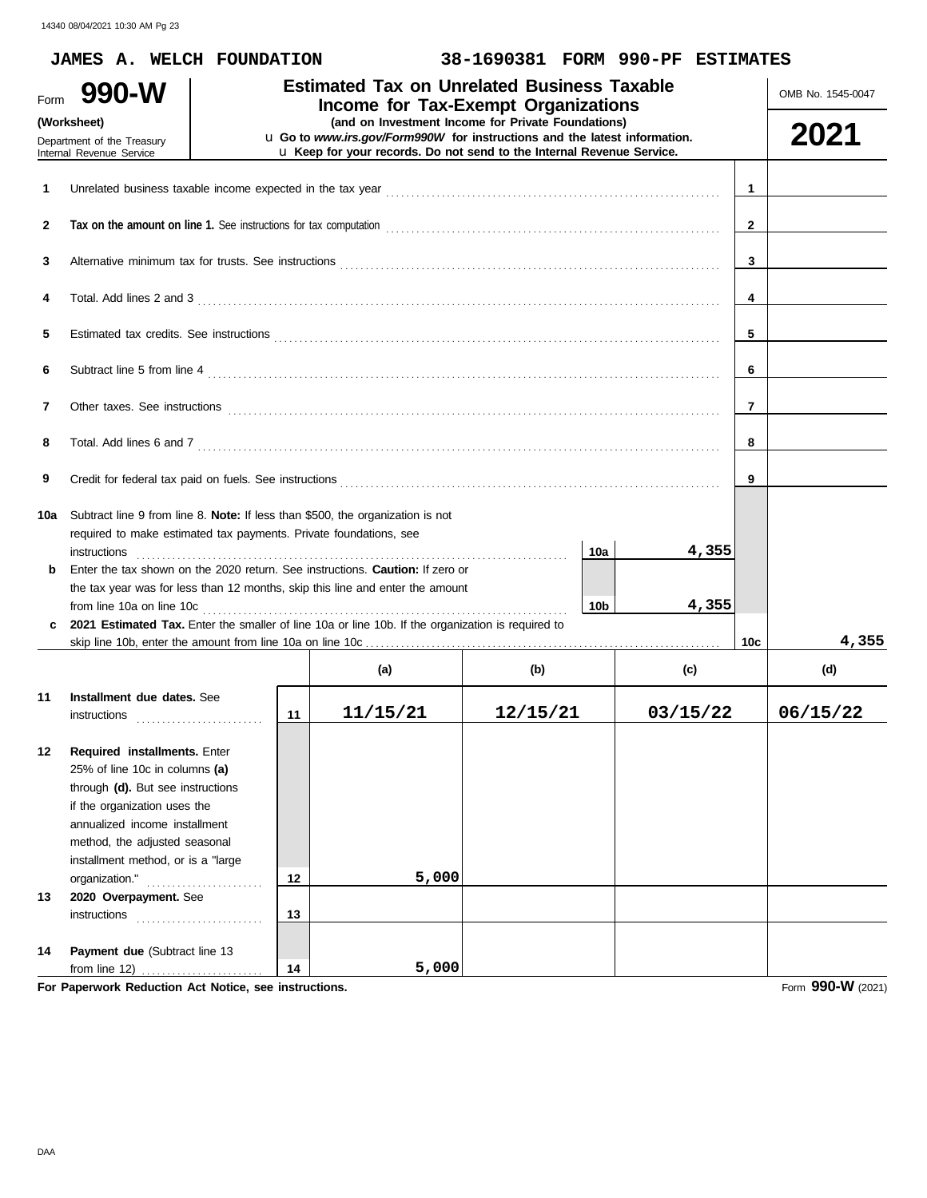JAMES A. WELCH FOUNDATION 38-1690381 FORM 990-PF ESTIMATES

# Form 990-W (Worksheet)

Department of the Treasury
Internal Revenue Service

**Estimated Tax on Unrelated Business Taxable Income for Tax-Exempt Organizations**
**(and on Investment Income for Private Foundations)**

u **Go to *www.irs.gov/Form990W* for instructions and the latest information.**
u **Keep for your records. Do not send to the Internal Revenue Service.**

OMB No. 1545-0047

**2021**

| | | | |
|---|---|---|---|
| 1 | Unrelated business taxable income expected in the tax year | 1 | |
| 2 | **Tax on the amount on line 1.** See instructions for tax computation | 2 | |
| 3 | Alternative minimum tax for trusts. See instructions | 3 | |
| 4 | Total. Add lines 2 and 3 | 4 | |
| 5 | Estimated tax credits. See instructions | 5 | |
| 6 | Subtract line 5 from line 4 | 6 | |
| 7 | Other taxes. See instructions | 7 | |
| 8 | Total. Add lines 6 and 7 | 8 | |
| 9 | Credit for federal tax paid on fuels. See instructions | 9 | |
| 10a | Subtract line 9 from line 8. **Note:** If less than $500, the organization is not required to make estimated tax payments. Private foundations, see instructions — 10a: 4,355 | | |
| b | Enter the tax shown on the 2020 return. See instructions. **Caution:** If zero or the tax year was for less than 12 months, skip this line and enter the amount from line 10a on line 10c — 10b: 4,355 | | |
| c | **2021 Estimated Tax.** Enter the smaller of line 10a or line 10b. If the organization is required to skip line 10b, enter the amount from line 10a on line 10c | 10c | 4,355 |

| | | | (a) | (b) | (c) | (d) |
|---|---|---|---|---|---|---|
| 11 | **Installment due dates.** See instructions | 11 | 11/15/21 | 12/15/21 | 03/15/22 | 06/15/22 |
| 12 | **Required installments.** Enter 25% of line 10c in columns **(a)** through **(d).** But see instructions if the organization uses the annualized income installment method, the adjusted seasonal installment method, or is a "large organization." | 12 | 5,000 | | | |
| 13 | **2020 Overpayment.** See instructions | 13 | | | | |
| 14 | **Payment due** (Subtract line 13 from line 12) | 14 | 5,000 | | | |

**For Paperwork Reduction Act Notice, see instructions.**

Form **990-W** (2021)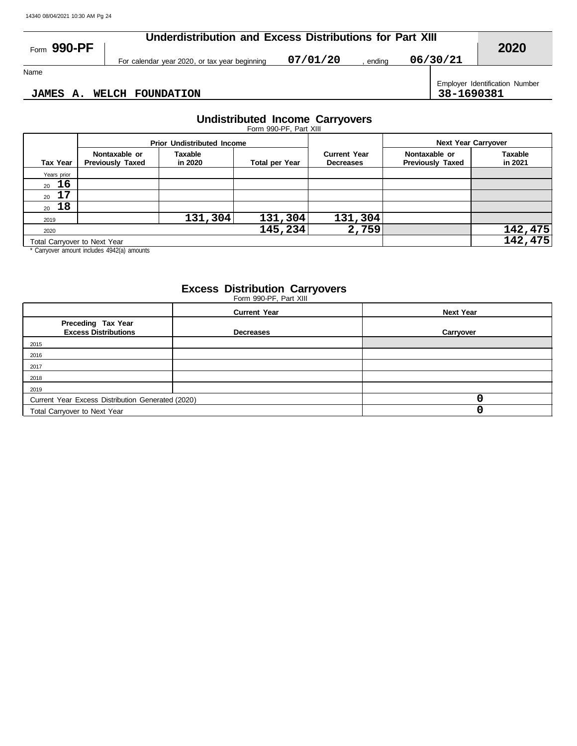Form **990-PF** | **Underdistribution and Excess Distributions for Part XIII** | **2020**

For calendar year 2020, or tax year beginning **07/01/20** , ending **06/30/21**

Name: **JAMES A. WELCH FOUNDATION**

Employer Identification Number: **38-1690381**

## Undistributed Income Carryovers

Form 990-PF, Part XIII

| | Prior Undistributed Income | | | | Next Year Carryover | |
|---|---|---|---|---|---|---|
| **Tax Year** | **Nontaxable or Previously Taxed** | **Taxable in 2020** | **Total per Year** | **Current Year Decreases** | **Nontaxable or Previously Taxed** | **Taxable in 2021** |
| Years prior | | | | | | |
| 20 16 | | | | | | |
| 20 17 | | | | | | |
| 20 18 | | | | | | |
| 2019 | | 131,304 | 131,304 | 131,304 | | |
| 2020 | | | 145,234 | 2,759 | | 142,475 |
| Total Carryover to Next Year | | | | | | 142,475 |

* Carryover amount includes 4942(a) amounts

## Excess Distribution Carryovers

Form 990-PF, Part XIII

| | Current Year | Next Year |
|---|---|---|
| **Preceding Tax Year Excess Distributions** | **Decreases** | **Carryover** |
| 2015 | | |
| 2016 | | |
| 2017 | | |
| 2018 | | |
| 2019 | | |
| Current Year Excess Distribution Generated (2020) | | 0 |
| Total Carryover to Next Year | | 0 |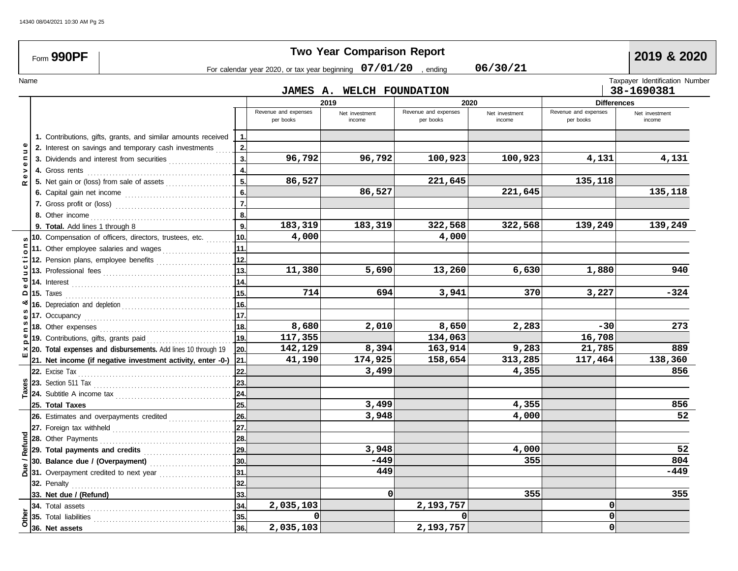Form **990PF**

# Two Year Comparison Report

**2019 & 2020**

For calendar year 2020, or tax year beginning **07/01/20** , ending **06/30/21**

Name: **JAMES A. WELCH FOUNDATION**

Taxpayer Identification Number: **38-1690381**

| Section | Line | No. | 2019 Revenue and expenses per books | 2019 Net investment income | 2020 Revenue and expenses per books | 2020 Net investment income | Differences Revenue and expenses per books | Differences Net investment income |
|---|---|---|---|---|---|---|---|---|
| Revenue | 1. Contributions, gifts, grants, and similar amounts received | 1. | | | | | | |
| | 2. Interest on savings and temporary cash investments | 2. | | | | | | |
| | 3. Dividends and interest from securities | 3. | 96,792 | 96,792 | 100,923 | 100,923 | 4,131 | 4,131 |
| | 4. Gross rents | 4. | | | | | | |
| | 5. Net gain or (loss) from sale of assets | 5. | 86,527 | | 221,645 | | 135,118 | |
| | 6. Capital gain net income | 6. | | 86,527 | | 221,645 | | 135,118 |
| | 7. Gross profit or (loss) | 7. | | | | | | |
| | 8. Other income | 8. | | | | | | |
| | 9. **Total.** Add lines 1 through 8 | 9. | 183,319 | 183,319 | 322,568 | 322,568 | 139,249 | 139,249 |
| Expenses & Deductions | 10. Compensation of officers, directors, trustees, etc. | 10. | 4,000 | | 4,000 | | | |
| | 11. Other employee salaries and wages | 11. | | | | | | |
| | 12. Pension plans, employee benefits | 12. | | | | | | |
| | 13. Professional fees | 13. | 11,380 | 5,690 | 13,260 | 6,630 | 1,880 | 940 |
| | 14. Interest | 14. | | | | | | |
| | 15. Taxes | 15. | 714 | 694 | 3,941 | 370 | 3,227 | -324 |
| | 16. Depreciation and depletion | 16. | | | | | | |
| | 17. Occupancy | 17. | | | | | | |
| | 18. Other expenses | 18. | 8,680 | 2,010 | 8,650 | 2,283 | -30 | 273 |
| | 19. Contributions, gifts, grants paid | 19. | 117,355 | | 134,063 | | 16,708 | |
| | 20. **Total expenses and disbursements.** Add lines 10 through 19 | 20. | 142,129 | 8,394 | 163,914 | 9,283 | 21,785 | 889 |
| | 21. **Net income (if negative investment activity, enter -0-)** | 21. | 41,190 | 174,925 | 158,654 | 313,285 | 117,464 | 138,360 |
| Taxes | 22. Excise Tax | 22. | | 3,499 | | 4,355 | | 856 |
| | 23. Section 511 Tax | 23. | | | | | | |
| | 24. Subtitle A income tax | 24. | | | | | | |
| | 25. **Total Taxes** | 25. | | 3,499 | | 4,355 | | 856 |
| Due / Refund | 26. Estimates and overpayments credited | 26. | | 3,948 | | 4,000 | | 52 |
| | 27. Foreign tax withheld | 27. | | | | | | |
| | 28. Other Payments | 28. | | | | | | |
| | 29. **Total payments and credits** | 29. | | 3,948 | | 4,000 | | 52 |
| | 30. **Balance due / (Overpayment)** | 30. | | -449 | | 355 | | 804 |
| | 31. Overpayment credited to next year | 31. | | 449 | | | | -449 |
| | 32. Penalty | 32. | | | | | | |
| | 33. **Net due / (Refund)** | 33. | | 0 | | 355 | | 355 |
| Other | 34. Total assets | 34. | 2,035,103 | | 2,193,757 | | 0 | |
| | 35. Total liabilities | 35. | 0 | | 0 | | 0 | |
| | 36. **Net assets** | 36. | 2,035,103 | | 2,193,757 | | 0 | |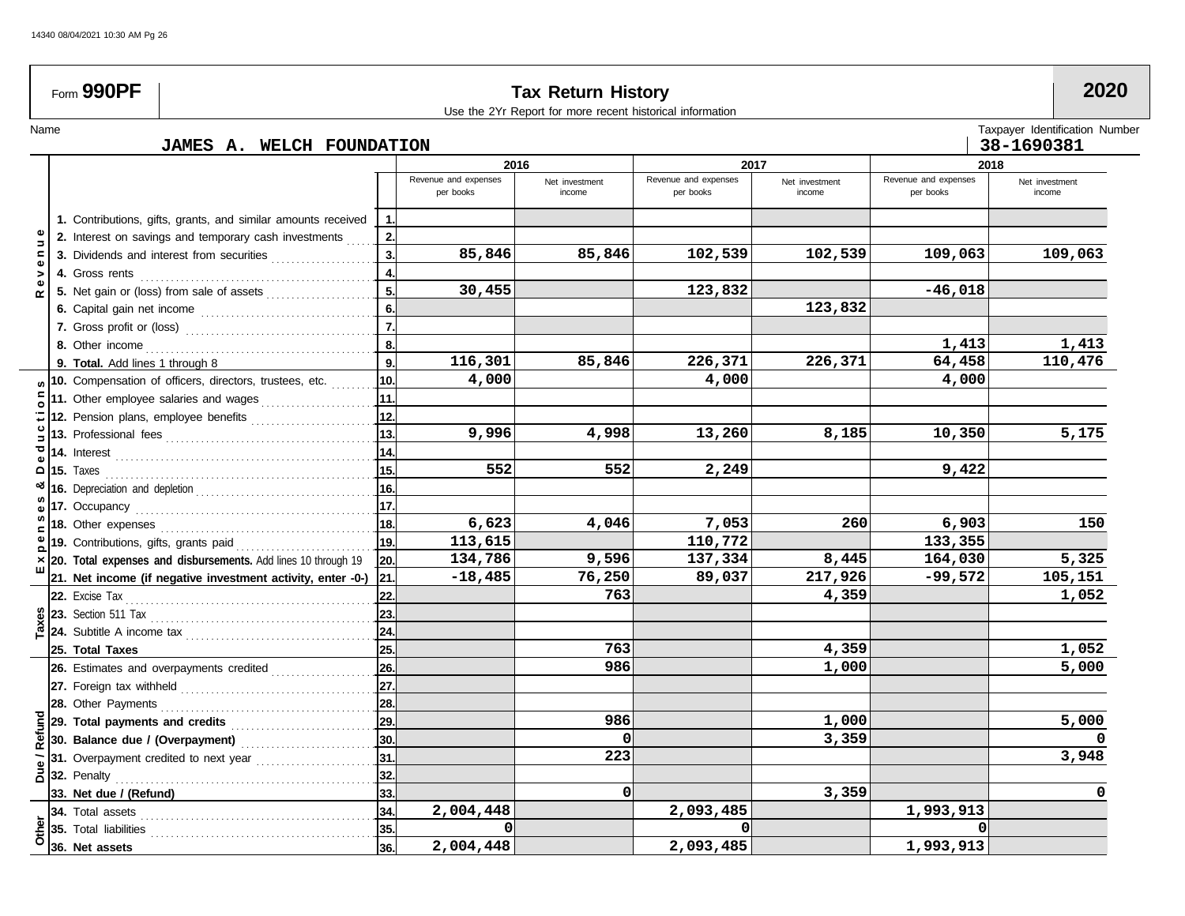Form **990PF**

# Tax Return History

Use the 2Yr Report for more recent historical information

**2020**

Name: **JAMES A. WELCH FOUNDATION**

Taxpayer Identification Number: **38-1690381**

| Section | Line | | 2016 Revenue and expenses per books | 2016 Net investment income | 2017 Revenue and expenses per books | 2017 Net investment income | 2018 Revenue and expenses per books | 2018 Net investment income |
|---|---|---|---|---|---|---|---|---|
| Revenue | 1. Contributions, gifts, grants, and similar amounts received | 1. | | | | | | |
| | 2. Interest on savings and temporary cash investments | 2. | | | | | | |
| | 3. Dividends and interest from securities | 3. | 85,846 | 85,846 | 102,539 | 102,539 | 109,063 | 109,063 |
| | 4. Gross rents | 4. | | | | | | |
| | 5. Net gain or (loss) from sale of assets | 5. | 30,455 | | 123,832 | | -46,018 | |
| | 6. Capital gain net income | 6. | | | | 123,832 | | |
| | 7. Gross profit or (loss) | 7. | | | | | | |
| | 8. Other income | 8. | | | | | 1,413 | 1,413 |
| | **9. Total.** Add lines 1 through 8 | 9. | 116,301 | 85,846 | 226,371 | 226,371 | 64,458 | 110,476 |
| Expenses & Deductions | 10. Compensation of officers, directors, trustees, etc. | 10. | 4,000 | | 4,000 | | 4,000 | |
| | 11. Other employee salaries and wages | 11. | | | | | | |
| | 12. Pension plans, employee benefits | 12. | | | | | | |
| | 13. Professional fees | 13. | 9,996 | 4,998 | 13,260 | 8,185 | 10,350 | 5,175 |
| | 14. Interest | 14. | | | | | | |
| | 15. Taxes | 15. | 552 | 552 | 2,249 | | 9,422 | |
| | 16. Depreciation and depletion | 16. | | | | | | |
| | 17. Occupancy | 17. | | | | | | |
| | 18. Other expenses | 18. | 6,623 | 4,046 | 7,053 | 260 | 6,903 | 150 |
| | 19. Contributions, gifts, grants paid | 19. | 113,615 | | 110,772 | | 133,355 | |
| | **20. Total expenses and disbursements.** Add lines 10 through 19 | 20. | 134,786 | 9,596 | 137,334 | 8,445 | 164,030 | 5,325 |
| | **21. Net income (if negative investment activity, enter -0-)** | 21. | -18,485 | 76,250 | 89,037 | 217,926 | -99,572 | 105,151 |
| Taxes | 22. Excise Tax | 22. | | 763 | | 4,359 | | 1,052 |
| | 23. Section 511 Tax | 23. | | | | | | |
| | 24. Subtitle A income tax | 24. | | | | | | |
| | **25. Total Taxes** | 25. | | 763 | | 4,359 | | 1,052 |
| Due / Refund | 26. Estimates and overpayments credited | 26. | | 986 | | 1,000 | | 5,000 |
| | 27. Foreign tax withheld | 27. | | | | | | |
| | 28. Other Payments | 28. | | | | | | |
| | **29. Total payments and credits** | 29. | | 986 | | 1,000 | | 5,000 |
| | **30. Balance due / (Overpayment)** | 30. | | 0 | | 3,359 | | 0 |
| | 31. Overpayment credited to next year | 31. | | 223 | | | | 3,948 |
| | 32. Penalty | 32. | | | | | | |
| | **33. Net due / (Refund)** | 33. | | 0 | | 3,359 | | 0 |
| Other | 34. Total assets | 34. | 2,004,448 | | 2,093,485 | | 1,993,913 | |
| | 35. Total liabilities | 35. | 0 | | 0 | | 0 | |
| | **36. Net assets** | 36. | 2,004,448 | | 2,093,485 | | 1,993,913 | |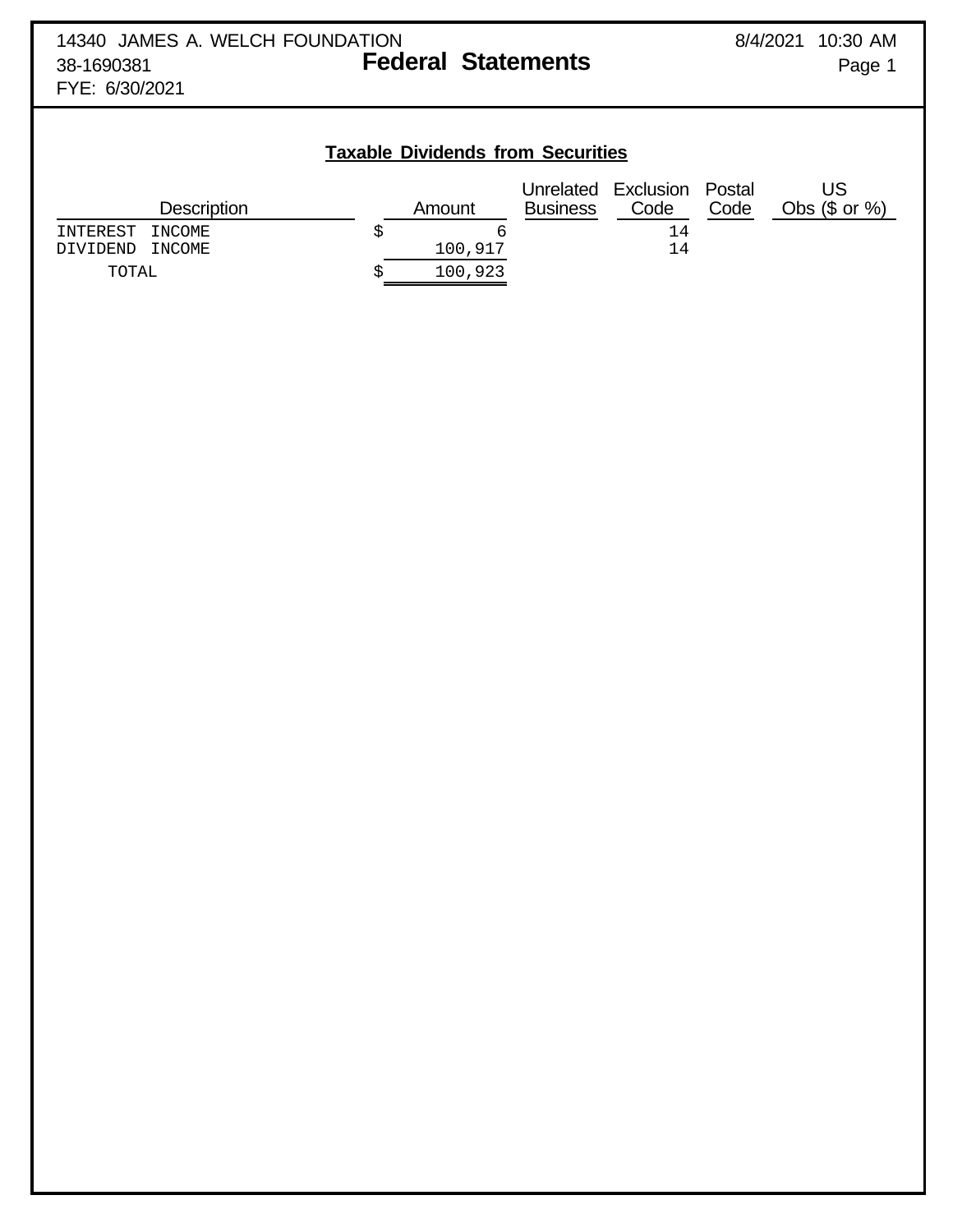14340 JAMES A. WELCH FOUNDATION
38-1690381
FYE: 6/30/2021

8/4/2021 10:30 AM

# Federal Statements

## Taxable Dividends from Securities

| Description | Amount | Unrelated Business | Exclusion Code | Postal Code | US Obs ($ or %) |
|---|---|---|---|---|---|
| INTEREST INCOME | $ 6 | | 14 | | |
| DIVIDEND INCOME | 100,917 | | 14 | | |
| TOTAL | $ 100,923 | | | | |